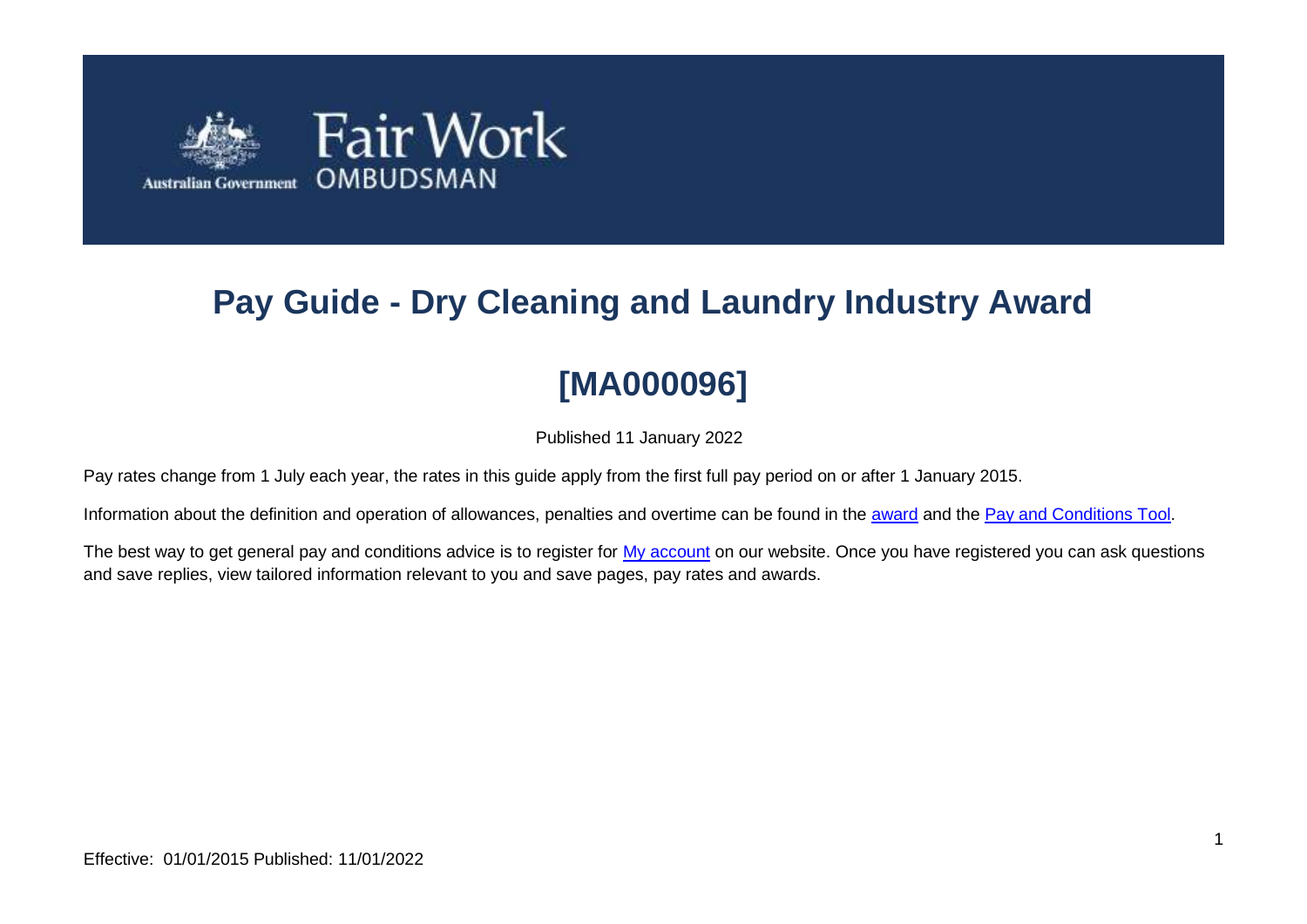# Pay Guide - Dry Cleaning and Laundry Industry Award

## [MA000096]

Published 11 January 2022

Pay rates change from 1 July each year, the rates in this guide apply from the first full pay period on or after 1 January 2015.

Information about the definition and operation of allowances, penalties and overtime can be found in the award and the Pay and Conditions Tool.

The best way to get general pay and conditions advice is to register for My account on our website. Once you have registered you can ask questions and save replies, view tailored information relevant to you and save pages, pay rates and awards.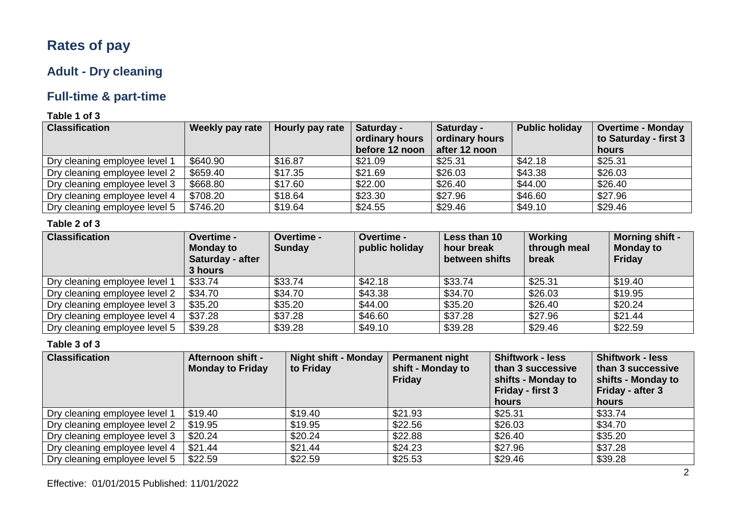# Rates of pay

## Adult - Dry cleaning

## Full-time & part-time

**Table 1 of 3**

| Classification | Weekly pay rate | Hourly pay rate | Saturday - ordinary hours before 12 noon | Saturday - ordinary hours after 12 noon | Public holiday | Overtime - Monday to Saturday - first 3 hours |
|---|---|---|---|---|---|---|
| Dry cleaning employee level 1 | $640.90 | $16.87 | $21.09 | $25.31 | $42.18 | $25.31 |
| Dry cleaning employee level 2 | $659.40 | $17.35 | $21.69 | $26.03 | $43.38 | $26.03 |
| Dry cleaning employee level 3 | $668.80 | $17.60 | $22.00 | $26.40 | $44.00 | $26.40 |
| Dry cleaning employee level 4 | $708.20 | $18.64 | $23.30 | $27.96 | $46.60 | $27.96 |
| Dry cleaning employee level 5 | $746.20 | $19.64 | $24.55 | $29.46 | $49.10 | $29.46 |

**Table 2 of 3**

| Classification | Overtime - Monday to Saturday - after 3 hours | Overtime - Sunday | Overtime - public holiday | Less than 10 hour break between shifts | Working through meal break | Morning shift - Monday to Friday |
|---|---|---|---|---|---|---|
| Dry cleaning employee level 1 | $33.74 | $33.74 | $42.18 | $33.74 | $25.31 | $19.40 |
| Dry cleaning employee level 2 | $34.70 | $34.70 | $43.38 | $34.70 | $26.03 | $19.95 |
| Dry cleaning employee level 3 | $35.20 | $35.20 | $44.00 | $35.20 | $26.40 | $20.24 |
| Dry cleaning employee level 4 | $37.28 | $37.28 | $46.60 | $37.28 | $27.96 | $21.44 |
| Dry cleaning employee level 5 | $39.28 | $39.28 | $49.10 | $39.28 | $29.46 | $22.59 |

**Table 3 of 3**

| Classification | Afternoon shift - Monday to Friday | Night shift - Monday to Friday | Permanent night shift - Monday to Friday | Shiftwork - less than 3 successive shifts - Monday to Friday - first 3 hours | Shiftwork - less than 3 successive shifts - Monday to Friday - after 3 hours |
|---|---|---|---|---|---|
| Dry cleaning employee level 1 | $19.40 | $19.40 | $21.93 | $25.31 | $33.74 |
| Dry cleaning employee level 2 | $19.95 | $19.95 | $22.56 | $26.03 | $34.70 |
| Dry cleaning employee level 3 | $20.24 | $20.24 | $22.88 | $26.40 | $35.20 |
| Dry cleaning employee level 4 | $21.44 | $21.44 | $24.23 | $27.96 | $37.28 |
| Dry cleaning employee level 5 | $22.59 | $22.59 | $25.53 | $29.46 | $39.28 |

Effective: 01/01/2015 Published: 11/01/2022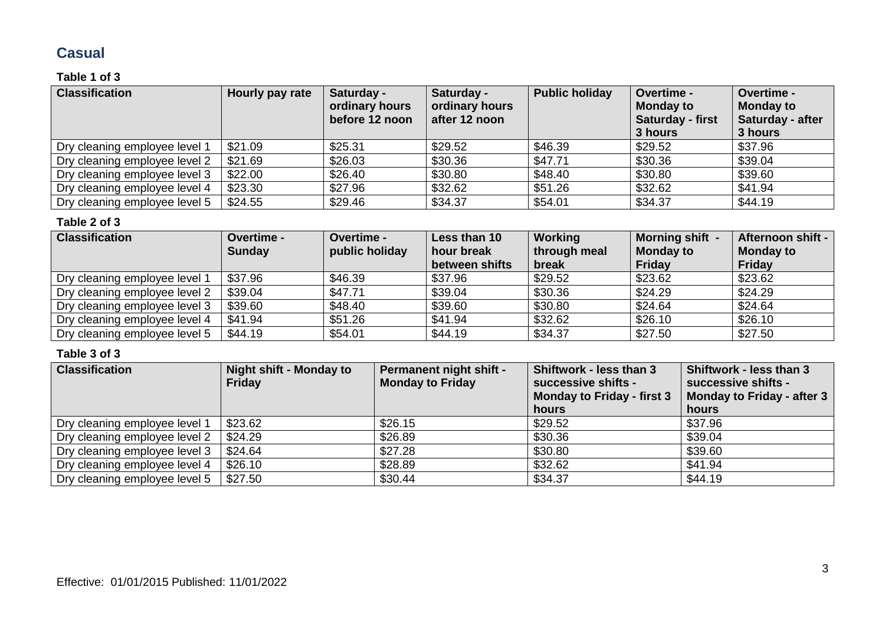## Casual

**Table 1 of 3**

| Classification | Hourly pay rate | Saturday - ordinary hours before 12 noon | Saturday - ordinary hours after 12 noon | Public holiday | Overtime - Monday to Saturday - first 3 hours | Overtime - Monday to Saturday - after 3 hours |
|---|---|---|---|---|---|---|
| Dry cleaning employee level 1 | $21.09 | $25.31 | $29.52 | $46.39 | $29.52 | $37.96 |
| Dry cleaning employee level 2 | $21.69 | $26.03 | $30.36 | $47.71 | $30.36 | $39.04 |
| Dry cleaning employee level 3 | $22.00 | $26.40 | $30.80 | $48.40 | $30.80 | $39.60 |
| Dry cleaning employee level 4 | $23.30 | $27.96 | $32.62 | $51.26 | $32.62 | $41.94 |
| Dry cleaning employee level 5 | $24.55 | $29.46 | $34.37 | $54.01 | $34.37 | $44.19 |

**Table 2 of 3**

| Classification | Overtime - Sunday | Overtime - public holiday | Less than 10 hour break between shifts | Working through meal break | Morning shift - Monday to Friday | Afternoon shift - Monday to Friday |
|---|---|---|---|---|---|---|
| Dry cleaning employee level 1 | $37.96 | $46.39 | $37.96 | $29.52 | $23.62 | $23.62 |
| Dry cleaning employee level 2 | $39.04 | $47.71 | $39.04 | $30.36 | $24.29 | $24.29 |
| Dry cleaning employee level 3 | $39.60 | $48.40 | $39.60 | $30.80 | $24.64 | $24.64 |
| Dry cleaning employee level 4 | $41.94 | $51.26 | $41.94 | $32.62 | $26.10 | $26.10 |
| Dry cleaning employee level 5 | $44.19 | $54.01 | $44.19 | $34.37 | $27.50 | $27.50 |

**Table 3 of 3**

| Classification | Night shift - Monday to Friday | Permanent night shift - Monday to Friday | Shiftwork - less than 3 successive shifts - Monday to Friday - first 3 hours | Shiftwork - less than 3 successive shifts - Monday to Friday - after 3 hours |
|---|---|---|---|---|
| Dry cleaning employee level 1 | $23.62 | $26.15 | $29.52 | $37.96 |
| Dry cleaning employee level 2 | $24.29 | $26.89 | $30.36 | $39.04 |
| Dry cleaning employee level 3 | $24.64 | $27.28 | $30.80 | $39.60 |
| Dry cleaning employee level 4 | $26.10 | $28.89 | $32.62 | $41.94 |
| Dry cleaning employee level 5 | $27.50 | $30.44 | $34.37 | $44.19 |

Effective: 01/01/2015 Published: 11/01/2022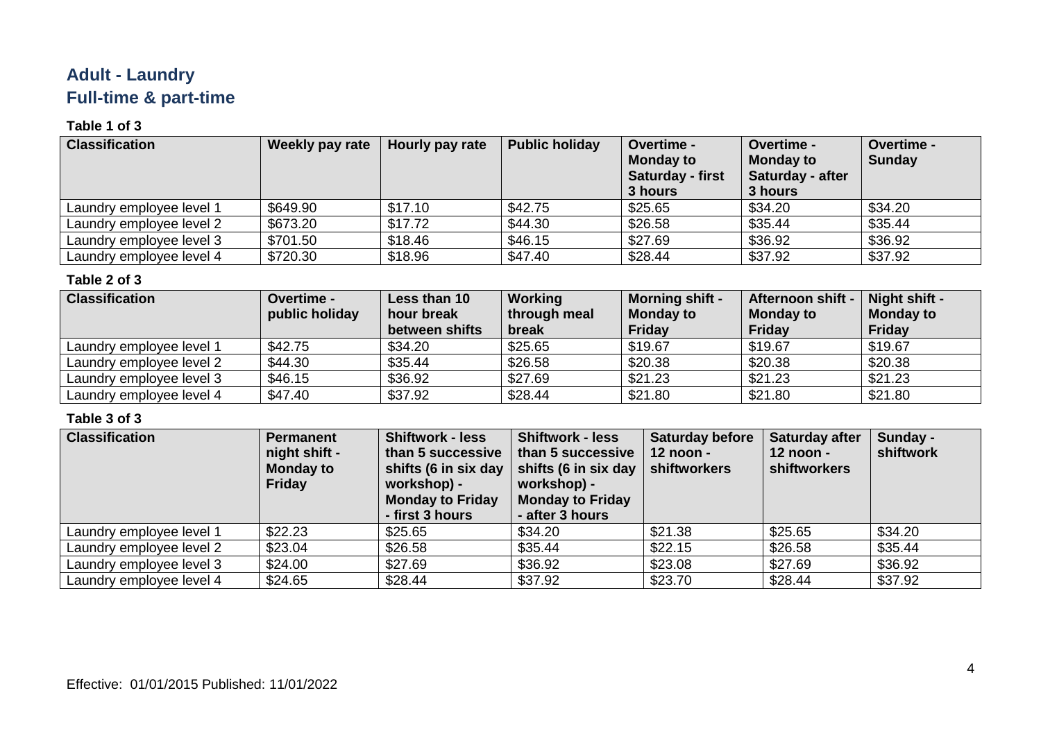## Adult - Laundry
## Full-time & part-time

**Table 1 of 3**

| Classification | Weekly pay rate | Hourly pay rate | Public holiday | Overtime - Monday to Saturday - first 3 hours | Overtime - Monday to Saturday - after 3 hours | Overtime - Sunday |
|---|---|---|---|---|---|---|
| Laundry employee level 1 | $649.90 | $17.10 | $42.75 | $25.65 | $34.20 | $34.20 |
| Laundry employee level 2 | $673.20 | $17.72 | $44.30 | $26.58 | $35.44 | $35.44 |
| Laundry employee level 3 | $701.50 | $18.46 | $46.15 | $27.69 | $36.92 | $36.92 |
| Laundry employee level 4 | $720.30 | $18.96 | $47.40 | $28.44 | $37.92 | $37.92 |

**Table 2 of 3**

| Classification | Overtime - public holiday | Less than 10 hour break between shifts | Working through meal break | Morning shift - Monday to Friday | Afternoon shift - Monday to Friday | Night shift - Monday to Friday |
|---|---|---|---|---|---|---|
| Laundry employee level 1 | $42.75 | $34.20 | $25.65 | $19.67 | $19.67 | $19.67 |
| Laundry employee level 2 | $44.30 | $35.44 | $26.58 | $20.38 | $20.38 | $20.38 |
| Laundry employee level 3 | $46.15 | $36.92 | $27.69 | $21.23 | $21.23 | $21.23 |
| Laundry employee level 4 | $47.40 | $37.92 | $28.44 | $21.80 | $21.80 | $21.80 |

**Table 3 of 3**

| Classification | Permanent night shift - Monday to Friday | Shiftwork - less than 5 successive shifts (6 in six day workshop) - Monday to Friday - first 3 hours | Shiftwork - less than 5 successive shifts (6 in six day workshop) - Monday to Friday - after 3 hours | Saturday before 12 noon - shiftworkers | Saturday after 12 noon - shiftworkers | Sunday - shiftwork |
|---|---|---|---|---|---|---|
| Laundry employee level 1 | $22.23 | $25.65 | $34.20 | $21.38 | $25.65 | $34.20 |
| Laundry employee level 2 | $23.04 | $26.58 | $35.44 | $22.15 | $26.58 | $35.44 |
| Laundry employee level 3 | $24.00 | $27.69 | $36.92 | $23.08 | $27.69 | $36.92 |
| Laundry employee level 4 | $24.65 | $28.44 | $37.92 | $23.70 | $28.44 | $37.92 |

Effective: 01/01/2015 Published: 11/01/2022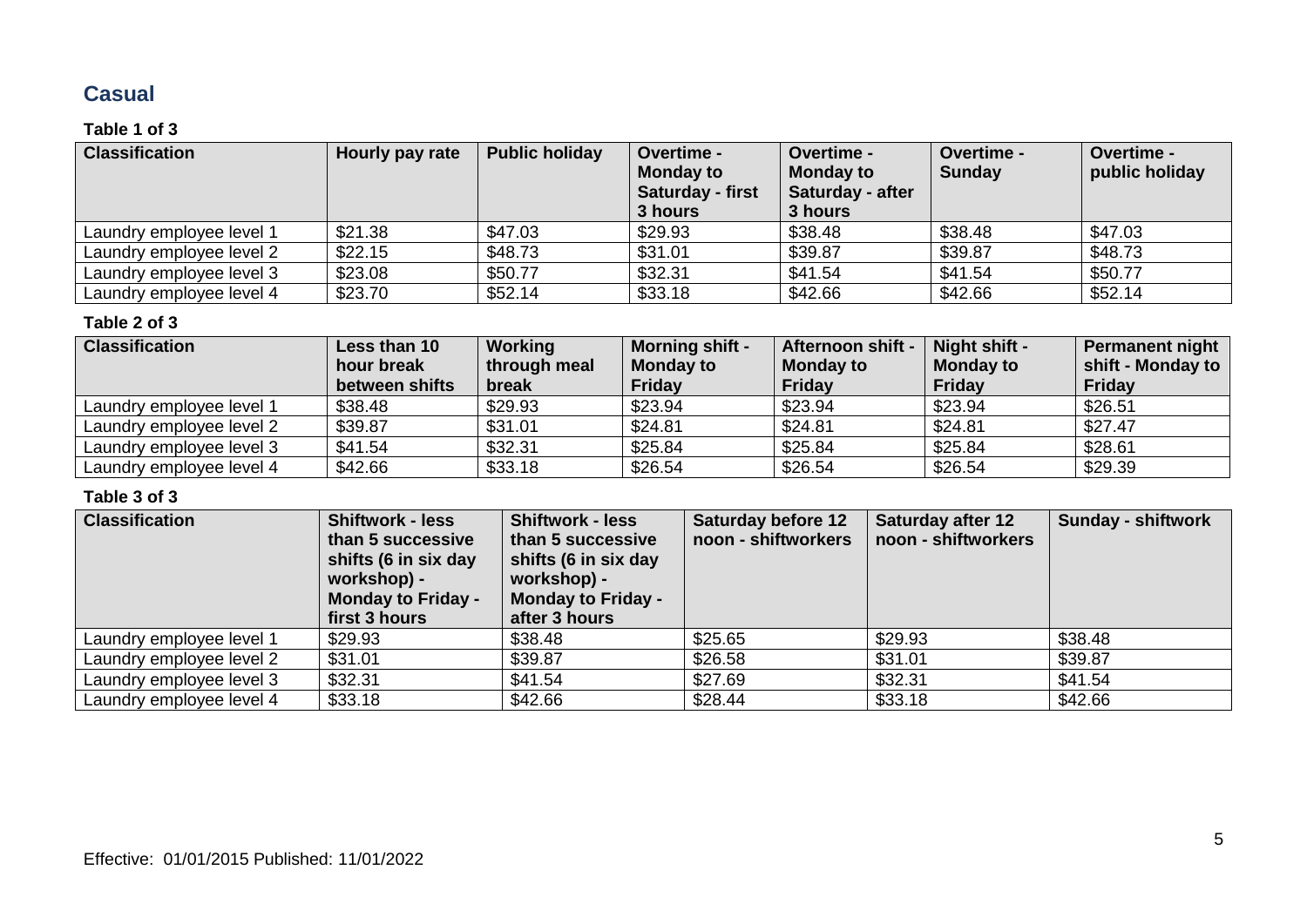## Casual

**Table 1 of 3**

| Classification | Hourly pay rate | Public holiday | Overtime - Monday to Saturday - first 3 hours | Overtime - Monday to Saturday - after 3 hours | Overtime - Sunday | Overtime - public holiday |
|---|---|---|---|---|---|---|
| Laundry employee level 1 | $21.38 | $47.03 | $29.93 | $38.48 | $38.48 | $47.03 |
| Laundry employee level 2 | $22.15 | $48.73 | $31.01 | $39.87 | $39.87 | $48.73 |
| Laundry employee level 3 | $23.08 | $50.77 | $32.31 | $41.54 | $41.54 | $50.77 |
| Laundry employee level 4 | $23.70 | $52.14 | $33.18 | $42.66 | $42.66 | $52.14 |

**Table 2 of 3**

| Classification | Less than 10 hour break between shifts | Working through meal break | Morning shift - Monday to Friday | Afternoon shift - Monday to Friday | Night shift - Monday to Friday | Permanent night shift - Monday to Friday |
|---|---|---|---|---|---|---|
| Laundry employee level 1 | $38.48 | $29.93 | $23.94 | $23.94 | $23.94 | $26.51 |
| Laundry employee level 2 | $39.87 | $31.01 | $24.81 | $24.81 | $24.81 | $27.47 |
| Laundry employee level 3 | $41.54 | $32.31 | $25.84 | $25.84 | $25.84 | $28.61 |
| Laundry employee level 4 | $42.66 | $33.18 | $26.54 | $26.54 | $26.54 | $29.39 |

**Table 3 of 3**

| Classification | Shiftwork - less than 5 successive shifts (6 in six day workshop) - Monday to Friday - first 3 hours | Shiftwork - less than 5 successive shifts (6 in six day workshop) - Monday to Friday - after 3 hours | Saturday before 12 noon - shiftworkers | Saturday after 12 noon - shiftworkers | Sunday - shiftwork |
|---|---|---|---|---|---|
| Laundry employee level 1 | $29.93 | $38.48 | $25.65 | $29.93 | $38.48 |
| Laundry employee level 2 | $31.01 | $39.87 | $26.58 | $31.01 | $39.87 |
| Laundry employee level 3 | $32.31 | $41.54 | $27.69 | $32.31 | $41.54 |
| Laundry employee level 4 | $33.18 | $42.66 | $28.44 | $33.18 | $42.66 |

Effective: 01/01/2015 Published: 11/01/2022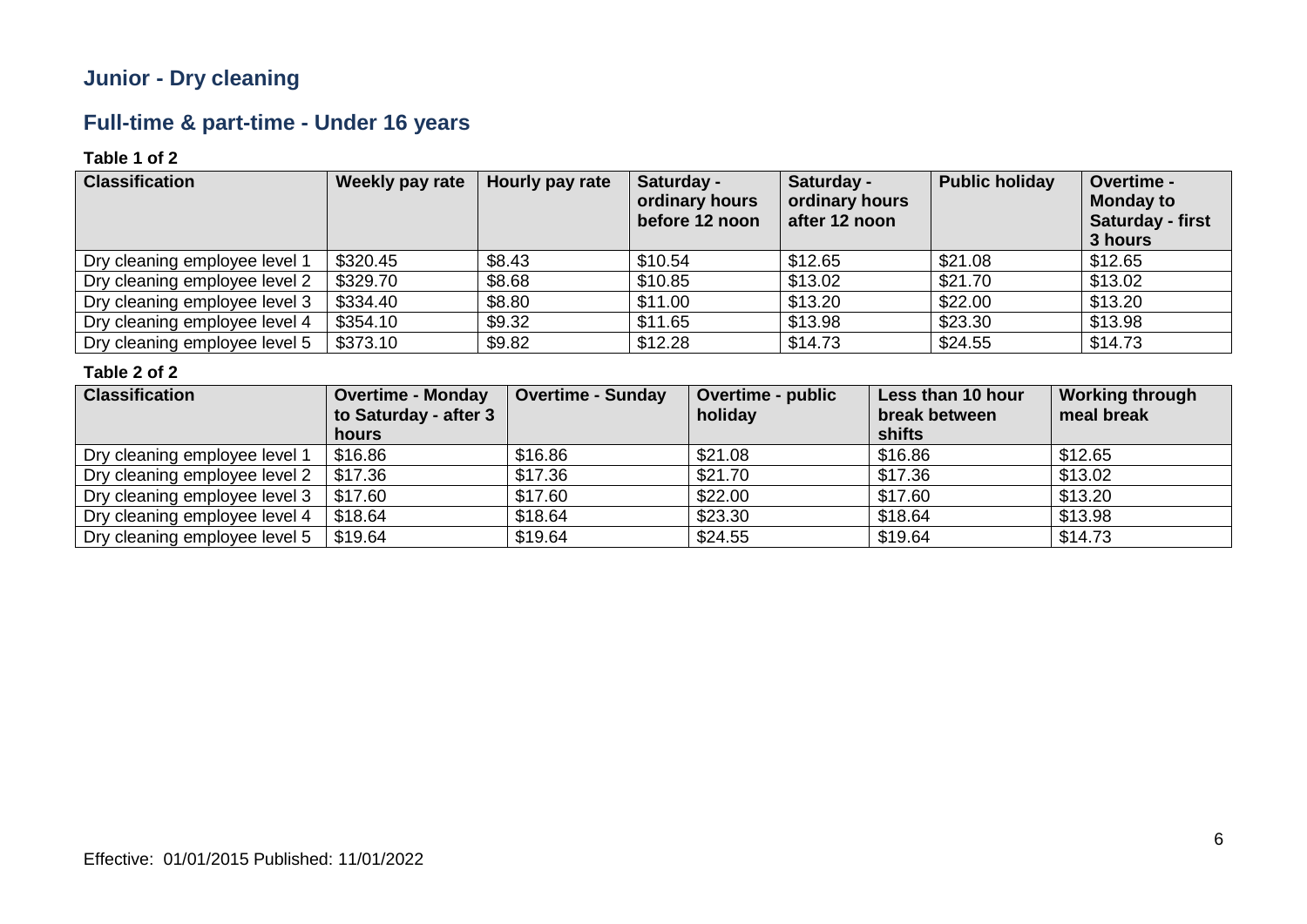## Junior - Dry cleaning

## Full-time & part-time - Under 16 years

**Table 1 of 2**

| Classification | Weekly pay rate | Hourly pay rate | Saturday - ordinary hours before 12 noon | Saturday - ordinary hours after 12 noon | Public holiday | Overtime - Monday to Saturday - first 3 hours |
|---|---|---|---|---|---|---|
| Dry cleaning employee level 1 | $320.45 | $8.43 | $10.54 | $12.65 | $21.08 | $12.65 |
| Dry cleaning employee level 2 | $329.70 | $8.68 | $10.85 | $13.02 | $21.70 | $13.02 |
| Dry cleaning employee level 3 | $334.40 | $8.80 | $11.00 | $13.20 | $22.00 | $13.20 |
| Dry cleaning employee level 4 | $354.10 | $9.32 | $11.65 | $13.98 | $23.30 | $13.98 |
| Dry cleaning employee level 5 | $373.10 | $9.82 | $12.28 | $14.73 | $24.55 | $14.73 |

**Table 2 of 2**

| Classification | Overtime - Monday to Saturday - after 3 hours | Overtime - Sunday | Overtime - public holiday | Less than 10 hour break between shifts | Working through meal break |
|---|---|---|---|---|---|
| Dry cleaning employee level 1 | $16.86 | $16.86 | $21.08 | $16.86 | $12.65 |
| Dry cleaning employee level 2 | $17.36 | $17.36 | $21.70 | $17.36 | $13.02 |
| Dry cleaning employee level 3 | $17.60 | $17.60 | $22.00 | $17.60 | $13.20 |
| Dry cleaning employee level 4 | $18.64 | $18.64 | $23.30 | $18.64 | $13.98 |
| Dry cleaning employee level 5 | $19.64 | $19.64 | $24.55 | $19.64 | $14.73 |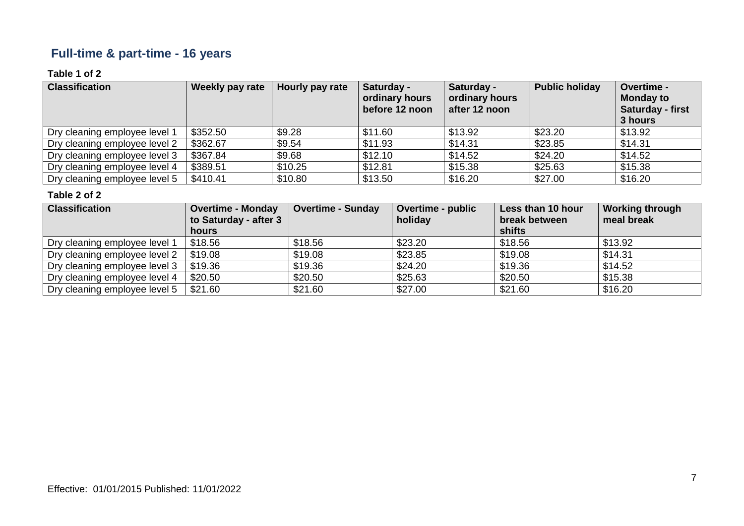## Full-time & part-time - 16 years

**Table 1 of 2**

| Classification | Weekly pay rate | Hourly pay rate | Saturday - ordinary hours before 12 noon | Saturday - ordinary hours after 12 noon | Public holiday | Overtime - Monday to Saturday - first 3 hours |
|---|---|---|---|---|---|---|
| Dry cleaning employee level 1 | $352.50 | $9.28 | $11.60 | $13.92 | $23.20 | $13.92 |
| Dry cleaning employee level 2 | $362.67 | $9.54 | $11.93 | $14.31 | $23.85 | $14.31 |
| Dry cleaning employee level 3 | $367.84 | $9.68 | $12.10 | $14.52 | $24.20 | $14.52 |
| Dry cleaning employee level 4 | $389.51 | $10.25 | $12.81 | $15.38 | $25.63 | $15.38 |
| Dry cleaning employee level 5 | $410.41 | $10.80 | $13.50 | $16.20 | $27.00 | $16.20 |

**Table 2 of 2**

| Classification | Overtime - Monday to Saturday - after 3 hours | Overtime - Sunday | Overtime - public holiday | Less than 10 hour break between shifts | Working through meal break |
|---|---|---|---|---|---|
| Dry cleaning employee level 1 | $18.56 | $18.56 | $23.20 | $18.56 | $13.92 |
| Dry cleaning employee level 2 | $19.08 | $19.08 | $23.85 | $19.08 | $14.31 |
| Dry cleaning employee level 3 | $19.36 | $19.36 | $24.20 | $19.36 | $14.52 |
| Dry cleaning employee level 4 | $20.50 | $20.50 | $25.63 | $20.50 | $15.38 |
| Dry cleaning employee level 5 | $21.60 | $21.60 | $27.00 | $21.60 | $16.20 |

Effective: 01/01/2015 Published: 11/01/2022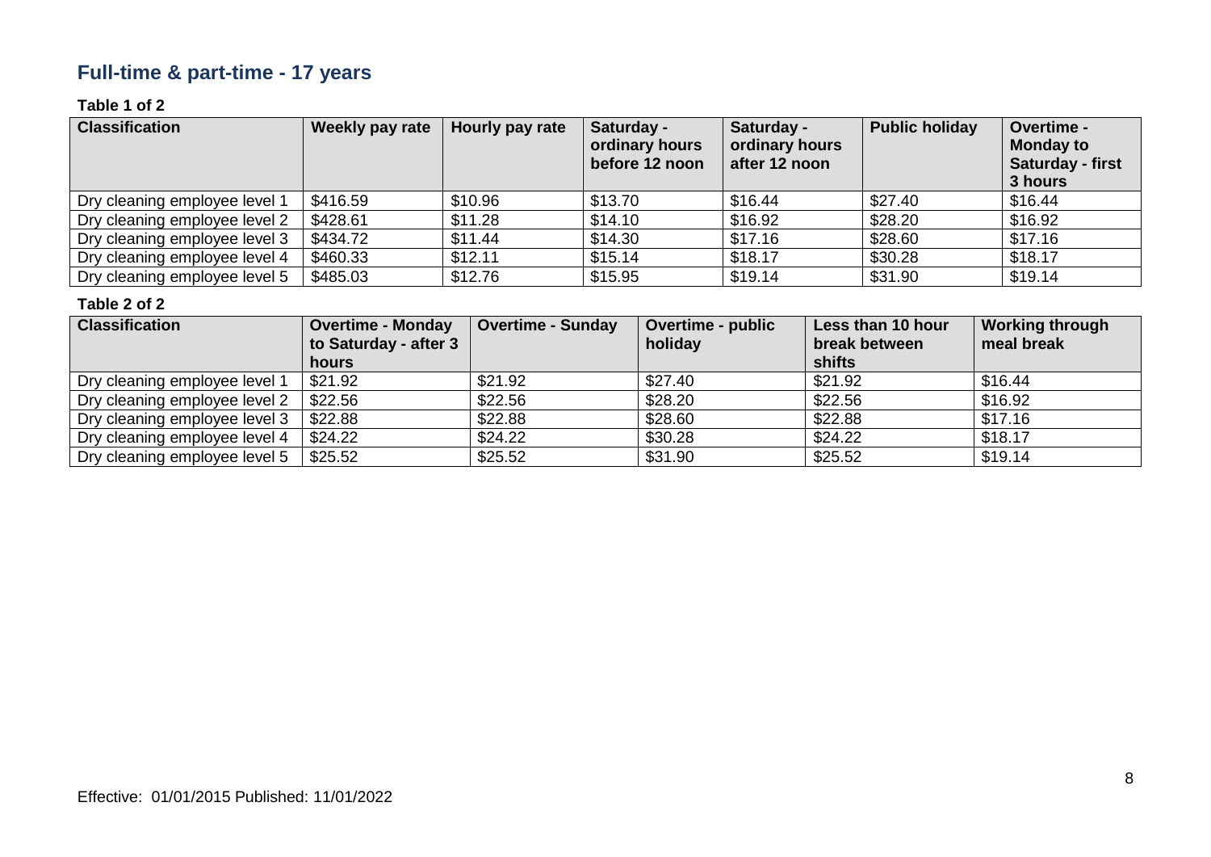## Full-time & part-time - 17 years

**Table 1 of 2**

| Classification | Weekly pay rate | Hourly pay rate | Saturday - ordinary hours before 12 noon | Saturday - ordinary hours after 12 noon | Public holiday | Overtime - Monday to Saturday - first 3 hours |
|---|---|---|---|---|---|---|
| Dry cleaning employee level 1 | $416.59 | $10.96 | $13.70 | $16.44 | $27.40 | $16.44 |
| Dry cleaning employee level 2 | $428.61 | $11.28 | $14.10 | $16.92 | $28.20 | $16.92 |
| Dry cleaning employee level 3 | $434.72 | $11.44 | $14.30 | $17.16 | $28.60 | $17.16 |
| Dry cleaning employee level 4 | $460.33 | $12.11 | $15.14 | $18.17 | $30.28 | $18.17 |
| Dry cleaning employee level 5 | $485.03 | $12.76 | $15.95 | $19.14 | $31.90 | $19.14 |

**Table 2 of 2**

| Classification | Overtime - Monday to Saturday - after 3 hours | Overtime - Sunday | Overtime - public holiday | Less than 10 hour break between shifts | Working through meal break |
|---|---|---|---|---|---|
| Dry cleaning employee level 1 | $21.92 | $21.92 | $27.40 | $21.92 | $16.44 |
| Dry cleaning employee level 2 | $22.56 | $22.56 | $28.20 | $22.56 | $16.92 |
| Dry cleaning employee level 3 | $22.88 | $22.88 | $28.60 | $22.88 | $17.16 |
| Dry cleaning employee level 4 | $24.22 | $24.22 | $30.28 | $24.22 | $18.17 |
| Dry cleaning employee level 5 | $25.52 | $25.52 | $31.90 | $25.52 | $19.14 |

Effective: 01/01/2015 Published: 11/01/2022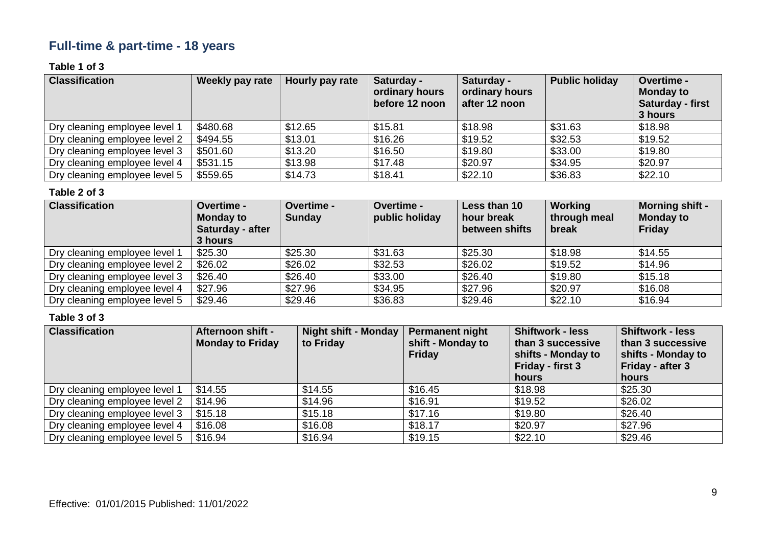## Full-time & part-time - 18 years

**Table 1 of 3**

| Classification | Weekly pay rate | Hourly pay rate | Saturday - ordinary hours before 12 noon | Saturday - ordinary hours after 12 noon | Public holiday | Overtime - Monday to Saturday - first 3 hours |
|---|---|---|---|---|---|---|
| Dry cleaning employee level 1 | $480.68 | $12.65 | $15.81 | $18.98 | $31.63 | $18.98 |
| Dry cleaning employee level 2 | $494.55 | $13.01 | $16.26 | $19.52 | $32.53 | $19.52 |
| Dry cleaning employee level 3 | $501.60 | $13.20 | $16.50 | $19.80 | $33.00 | $19.80 |
| Dry cleaning employee level 4 | $531.15 | $13.98 | $17.48 | $20.97 | $34.95 | $20.97 |
| Dry cleaning employee level 5 | $559.65 | $14.73 | $18.41 | $22.10 | $36.83 | $22.10 |

**Table 2 of 3**

| Classification | Overtime - Monday to Saturday - after 3 hours | Overtime - Sunday | Overtime - public holiday | Less than 10 hour break between shifts | Working through meal break | Morning shift - Monday to Friday |
|---|---|---|---|---|---|---|
| Dry cleaning employee level 1 | $25.30 | $25.30 | $31.63 | $25.30 | $18.98 | $14.55 |
| Dry cleaning employee level 2 | $26.02 | $26.02 | $32.53 | $26.02 | $19.52 | $14.96 |
| Dry cleaning employee level 3 | $26.40 | $26.40 | $33.00 | $26.40 | $19.80 | $15.18 |
| Dry cleaning employee level 4 | $27.96 | $27.96 | $34.95 | $27.96 | $20.97 | $16.08 |
| Dry cleaning employee level 5 | $29.46 | $29.46 | $36.83 | $29.46 | $22.10 | $16.94 |

**Table 3 of 3**

| Classification | Afternoon shift - Monday to Friday | Night shift - Monday to Friday | Permanent night shift - Monday to Friday | Shiftwork - less than 3 successive shifts - Monday to Friday - first 3 hours | Shiftwork - less than 3 successive shifts - Monday to Friday - after 3 hours |
|---|---|---|---|---|---|
| Dry cleaning employee level 1 | $14.55 | $14.55 | $16.45 | $18.98 | $25.30 |
| Dry cleaning employee level 2 | $14.96 | $14.96 | $16.91 | $19.52 | $26.02 |
| Dry cleaning employee level 3 | $15.18 | $15.18 | $17.16 | $19.80 | $26.40 |
| Dry cleaning employee level 4 | $16.08 | $16.08 | $18.17 | $20.97 | $27.96 |
| Dry cleaning employee level 5 | $16.94 | $16.94 | $19.15 | $22.10 | $29.46 |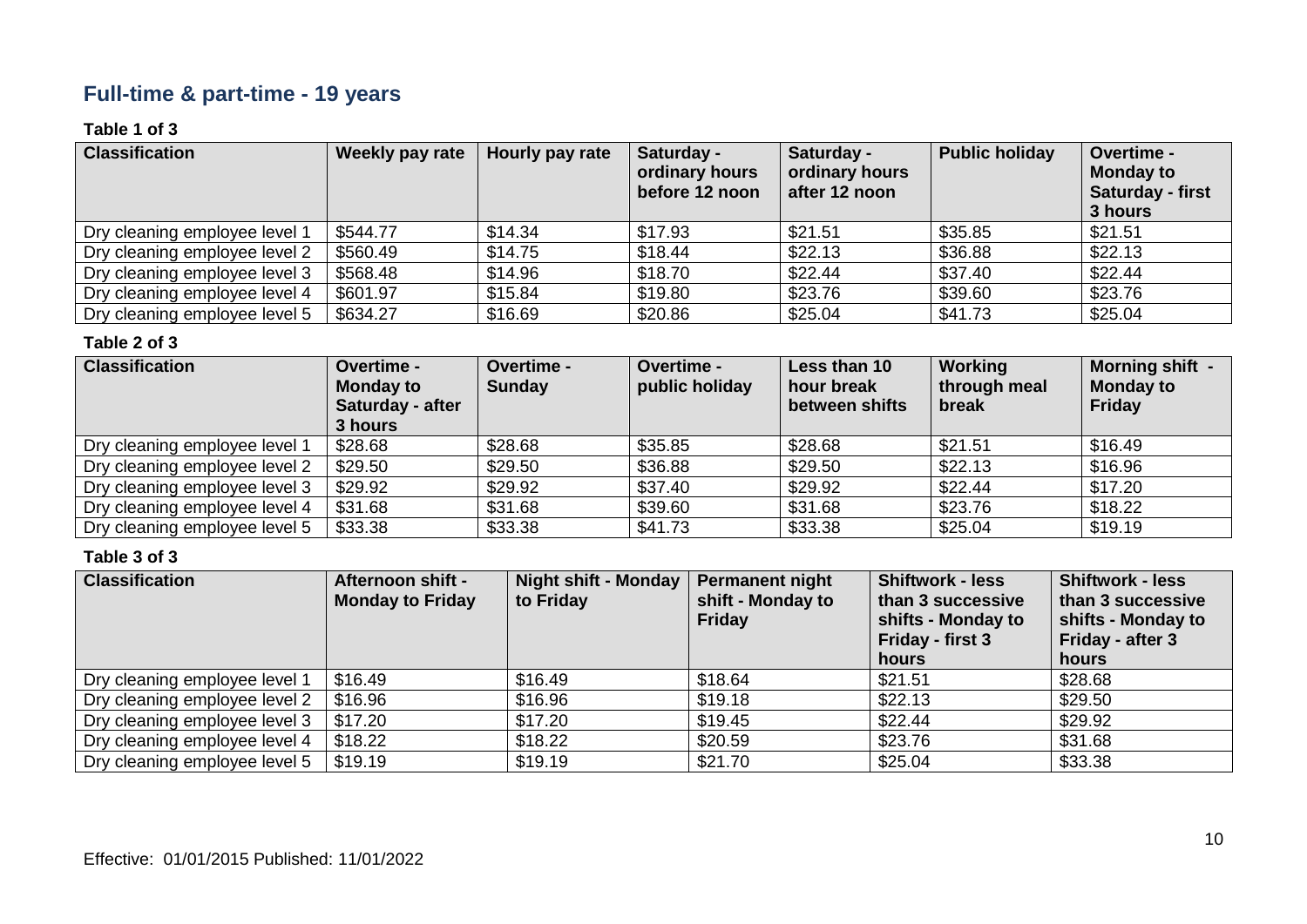## Full-time & part-time - 19 years

**Table 1 of 3**

| Classification | Weekly pay rate | Hourly pay rate | Saturday - ordinary hours before 12 noon | Saturday - ordinary hours after 12 noon | Public holiday | Overtime - Monday to Saturday - first 3 hours |
|---|---|---|---|---|---|---|
| Dry cleaning employee level 1 | $544.77 | $14.34 | $17.93 | $21.51 | $35.85 | $21.51 |
| Dry cleaning employee level 2 | $560.49 | $14.75 | $18.44 | $22.13 | $36.88 | $22.13 |
| Dry cleaning employee level 3 | $568.48 | $14.96 | $18.70 | $22.44 | $37.40 | $22.44 |
| Dry cleaning employee level 4 | $601.97 | $15.84 | $19.80 | $23.76 | $39.60 | $23.76 |
| Dry cleaning employee level 5 | $634.27 | $16.69 | $20.86 | $25.04 | $41.73 | $25.04 |

**Table 2 of 3**

| Classification | Overtime - Monday to Saturday - after 3 hours | Overtime - Sunday | Overtime - public holiday | Less than 10 hour break between shifts | Working through meal break | Morning shift - Monday to Friday |
|---|---|---|---|---|---|---|
| Dry cleaning employee level 1 | $28.68 | $28.68 | $35.85 | $28.68 | $21.51 | $16.49 |
| Dry cleaning employee level 2 | $29.50 | $29.50 | $36.88 | $29.50 | $22.13 | $16.96 |
| Dry cleaning employee level 3 | $29.92 | $29.92 | $37.40 | $29.92 | $22.44 | $17.20 |
| Dry cleaning employee level 4 | $31.68 | $31.68 | $39.60 | $31.68 | $23.76 | $18.22 |
| Dry cleaning employee level 5 | $33.38 | $33.38 | $41.73 | $33.38 | $25.04 | $19.19 |

**Table 3 of 3**

| Classification | Afternoon shift - Monday to Friday | Night shift - Monday to Friday | Permanent night shift - Monday to Friday | Shiftwork - less than 3 successive shifts - Monday to Friday - first 3 hours | Shiftwork - less than 3 successive shifts - Monday to Friday - after 3 hours |
|---|---|---|---|---|---|
| Dry cleaning employee level 1 | $16.49 | $16.49 | $18.64 | $21.51 | $28.68 |
| Dry cleaning employee level 2 | $16.96 | $16.96 | $19.18 | $22.13 | $29.50 |
| Dry cleaning employee level 3 | $17.20 | $17.20 | $19.45 | $22.44 | $29.92 |
| Dry cleaning employee level 4 | $18.22 | $18.22 | $20.59 | $23.76 | $31.68 |
| Dry cleaning employee level 5 | $19.19 | $19.19 | $21.70 | $25.04 | $33.38 |

Effective: 01/01/2015 Published: 11/01/2022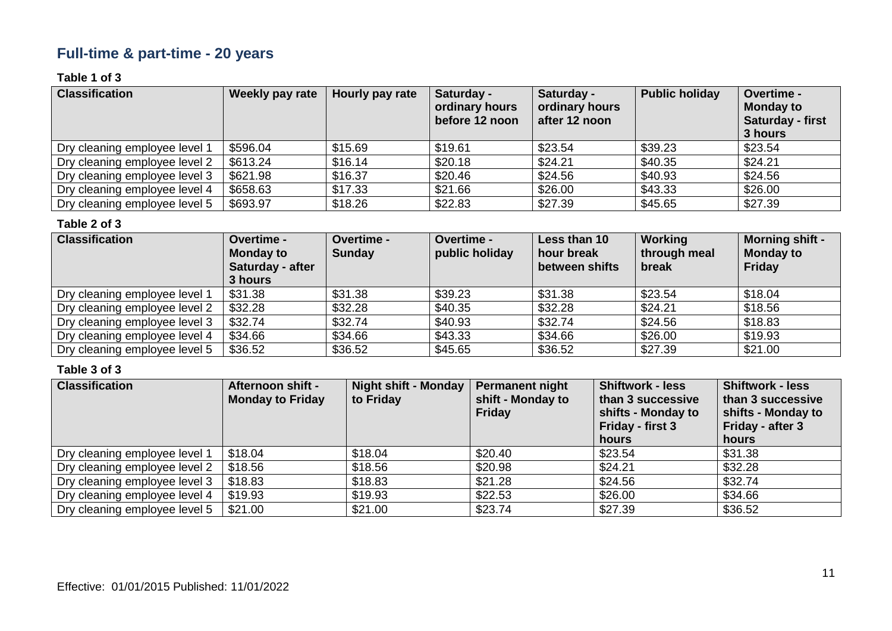## Full-time & part-time - 20 years

**Table 1 of 3**

| Classification | Weekly pay rate | Hourly pay rate | Saturday - ordinary hours before 12 noon | Saturday - ordinary hours after 12 noon | Public holiday | Overtime - Monday to Saturday - first 3 hours |
|---|---|---|---|---|---|---|
| Dry cleaning employee level 1 | $596.04 | $15.69 | $19.61 | $23.54 | $39.23 | $23.54 |
| Dry cleaning employee level 2 | $613.24 | $16.14 | $20.18 | $24.21 | $40.35 | $24.21 |
| Dry cleaning employee level 3 | $621.98 | $16.37 | $20.46 | $24.56 | $40.93 | $24.56 |
| Dry cleaning employee level 4 | $658.63 | $17.33 | $21.66 | $26.00 | $43.33 | $26.00 |
| Dry cleaning employee level 5 | $693.97 | $18.26 | $22.83 | $27.39 | $45.65 | $27.39 |

**Table 2 of 3**

| Classification | Overtime - Monday to Saturday - after 3 hours | Overtime - Sunday | Overtime - public holiday | Less than 10 hour break between shifts | Working through meal break | Morning shift - Monday to Friday |
|---|---|---|---|---|---|---|
| Dry cleaning employee level 1 | $31.38 | $31.38 | $39.23 | $31.38 | $23.54 | $18.04 |
| Dry cleaning employee level 2 | $32.28 | $32.28 | $40.35 | $32.28 | $24.21 | $18.56 |
| Dry cleaning employee level 3 | $32.74 | $32.74 | $40.93 | $32.74 | $24.56 | $18.83 |
| Dry cleaning employee level 4 | $34.66 | $34.66 | $43.33 | $34.66 | $26.00 | $19.93 |
| Dry cleaning employee level 5 | $36.52 | $36.52 | $45.65 | $36.52 | $27.39 | $21.00 |

**Table 3 of 3**

| Classification | Afternoon shift - Monday to Friday | Night shift - Monday to Friday | Permanent night shift - Monday to Friday | Shiftwork - less than 3 successive shifts - Monday to Friday - first 3 hours | Shiftwork - less than 3 successive shifts - Monday to Friday - after 3 hours |
|---|---|---|---|---|---|
| Dry cleaning employee level 1 | $18.04 | $18.04 | $20.40 | $23.54 | $31.38 |
| Dry cleaning employee level 2 | $18.56 | $18.56 | $20.98 | $24.21 | $32.28 |
| Dry cleaning employee level 3 | $18.83 | $18.83 | $21.28 | $24.56 | $32.74 |
| Dry cleaning employee level 4 | $19.93 | $19.93 | $22.53 | $26.00 | $34.66 |
| Dry cleaning employee level 5 | $21.00 | $21.00 | $23.74 | $27.39 | $36.52 |

Effective: 01/01/2015 Published: 11/01/2022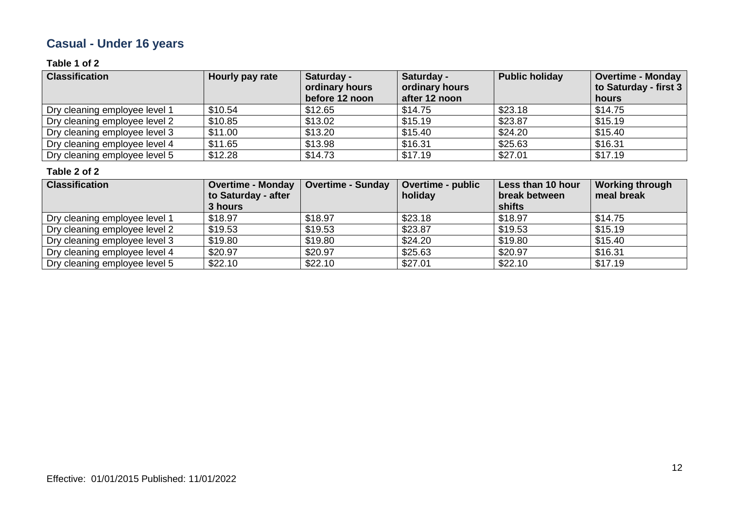## Casual - Under 16 years

**Table 1 of 2**

| Classification | Hourly pay rate | Saturday - ordinary hours before 12 noon | Saturday - ordinary hours after 12 noon | Public holiday | Overtime - Monday to Saturday - first 3 hours |
|---|---|---|---|---|---|
| Dry cleaning employee level 1 | $10.54 | $12.65 | $14.75 | $23.18 | $14.75 |
| Dry cleaning employee level 2 | $10.85 | $13.02 | $15.19 | $23.87 | $15.19 |
| Dry cleaning employee level 3 | $11.00 | $13.20 | $15.40 | $24.20 | $15.40 |
| Dry cleaning employee level 4 | $11.65 | $13.98 | $16.31 | $25.63 | $16.31 |
| Dry cleaning employee level 5 | $12.28 | $14.73 | $17.19 | $27.01 | $17.19 |

**Table 2 of 2**

| Classification | Overtime - Monday to Saturday - after 3 hours | Overtime - Sunday | Overtime - public holiday | Less than 10 hour break between shifts | Working through meal break |
|---|---|---|---|---|---|
| Dry cleaning employee level 1 | $18.97 | $18.97 | $23.18 | $18.97 | $14.75 |
| Dry cleaning employee level 2 | $19.53 | $19.53 | $23.87 | $19.53 | $15.19 |
| Dry cleaning employee level 3 | $19.80 | $19.80 | $24.20 | $19.80 | $15.40 |
| Dry cleaning employee level 4 | $20.97 | $20.97 | $25.63 | $20.97 | $16.31 |
| Dry cleaning employee level 5 | $22.10 | $22.10 | $27.01 | $22.10 | $17.19 |

Effective: 01/01/2015 Published: 11/01/2022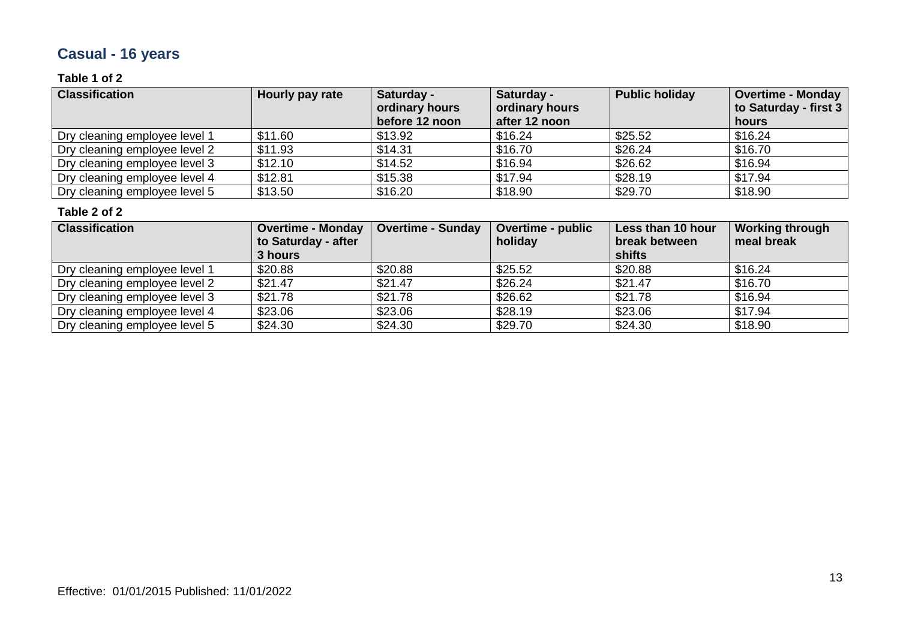## Casual - 16 years

**Table 1 of 2**

| Classification | Hourly pay rate | Saturday - ordinary hours before 12 noon | Saturday - ordinary hours after 12 noon | Public holiday | Overtime - Monday to Saturday - first 3 hours |
|---|---|---|---|---|---|
| Dry cleaning employee level 1 | $11.60 | $13.92 | $16.24 | $25.52 | $16.24 |
| Dry cleaning employee level 2 | $11.93 | $14.31 | $16.70 | $26.24 | $16.70 |
| Dry cleaning employee level 3 | $12.10 | $14.52 | $16.94 | $26.62 | $16.94 |
| Dry cleaning employee level 4 | $12.81 | $15.38 | $17.94 | $28.19 | $17.94 |
| Dry cleaning employee level 5 | $13.50 | $16.20 | $18.90 | $29.70 | $18.90 |

**Table 2 of 2**

| Classification | Overtime - Monday to Saturday - after 3 hours | Overtime - Sunday | Overtime - public holiday | Less than 10 hour break between shifts | Working through meal break |
|---|---|---|---|---|---|
| Dry cleaning employee level 1 | $20.88 | $20.88 | $25.52 | $20.88 | $16.24 |
| Dry cleaning employee level 2 | $21.47 | $21.47 | $26.24 | $21.47 | $16.70 |
| Dry cleaning employee level 3 | $21.78 | $21.78 | $26.62 | $21.78 | $16.94 |
| Dry cleaning employee level 4 | $23.06 | $23.06 | $28.19 | $23.06 | $17.94 |
| Dry cleaning employee level 5 | $24.30 | $24.30 | $29.70 | $24.30 | $18.90 |

Effective: 01/01/2015 Published: 11/01/2022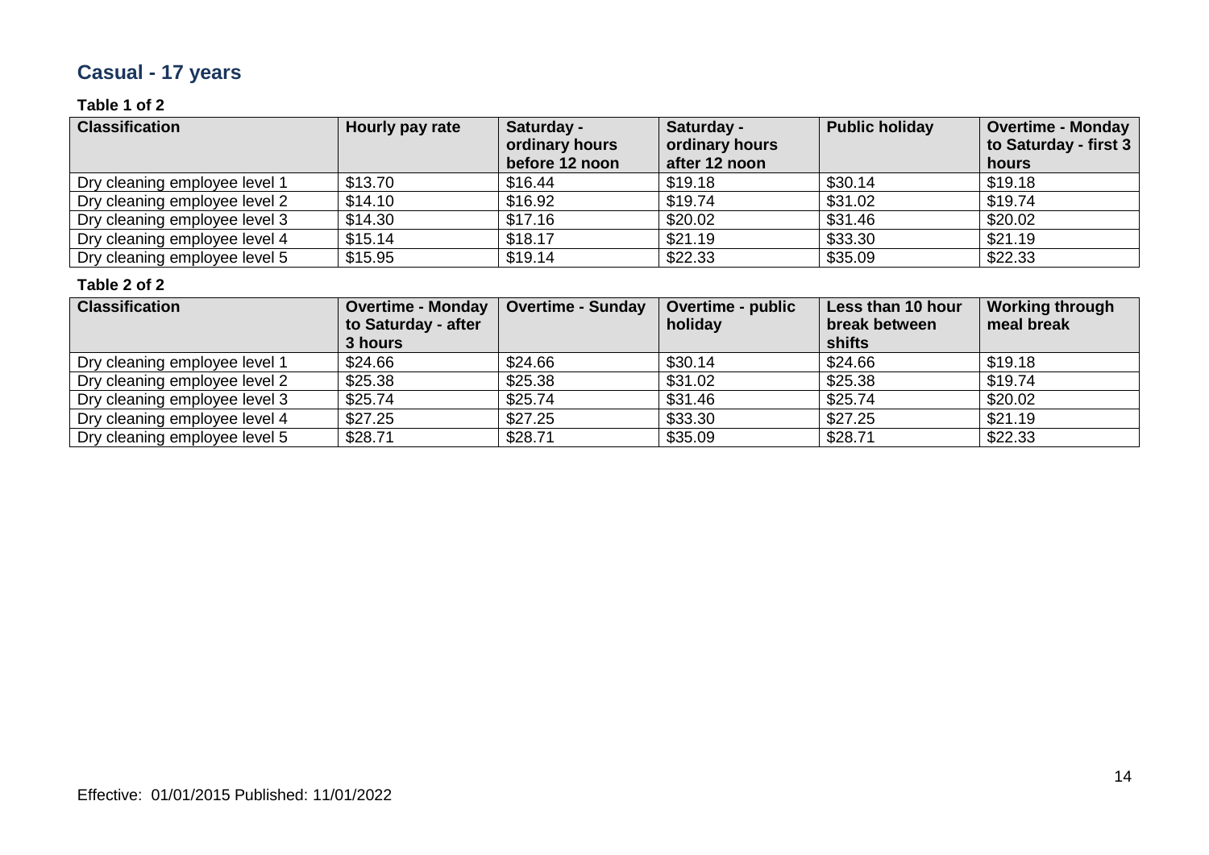## Casual - 17 years

**Table 1 of 2**

| Classification | Hourly pay rate | Saturday - ordinary hours before 12 noon | Saturday - ordinary hours after 12 noon | Public holiday | Overtime - Monday to Saturday - first 3 hours |
|---|---|---|---|---|---|
| Dry cleaning employee level 1 | $13.70 | $16.44 | $19.18 | $30.14 | $19.18 |
| Dry cleaning employee level 2 | $14.10 | $16.92 | $19.74 | $31.02 | $19.74 |
| Dry cleaning employee level 3 | $14.30 | $17.16 | $20.02 | $31.46 | $20.02 |
| Dry cleaning employee level 4 | $15.14 | $18.17 | $21.19 | $33.30 | $21.19 |
| Dry cleaning employee level 5 | $15.95 | $19.14 | $22.33 | $35.09 | $22.33 |

**Table 2 of 2**

| Classification | Overtime - Monday to Saturday - after 3 hours | Overtime - Sunday | Overtime - public holiday | Less than 10 hour break between shifts | Working through meal break |
|---|---|---|---|---|---|
| Dry cleaning employee level 1 | $24.66 | $24.66 | $30.14 | $24.66 | $19.18 |
| Dry cleaning employee level 2 | $25.38 | $25.38 | $31.02 | $25.38 | $19.74 |
| Dry cleaning employee level 3 | $25.74 | $25.74 | $31.46 | $25.74 | $20.02 |
| Dry cleaning employee level 4 | $27.25 | $27.25 | $33.30 | $27.25 | $21.19 |
| Dry cleaning employee level 5 | $28.71 | $28.71 | $35.09 | $28.71 | $22.33 |

Effective: 01/01/2015 Published: 11/01/2022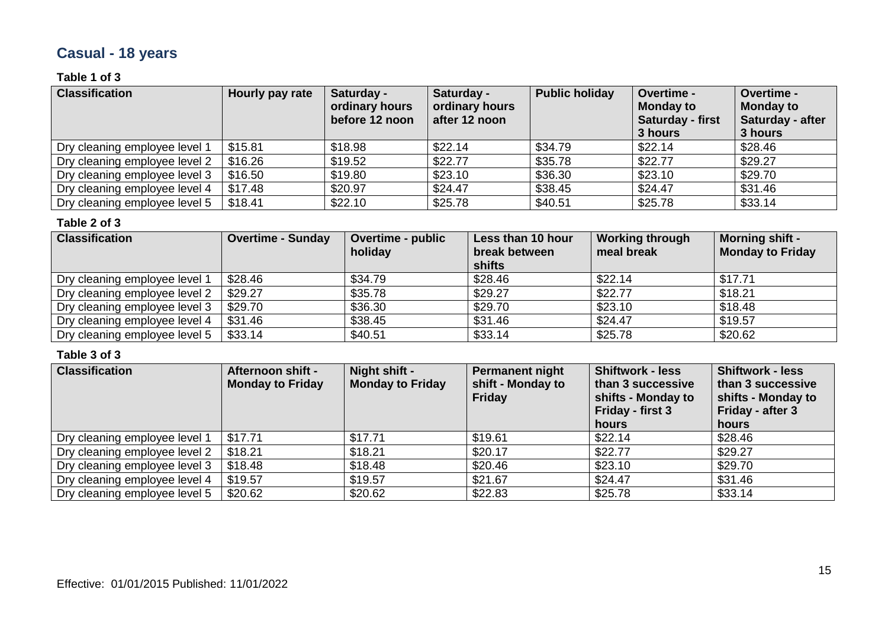## Casual - 18 years

**Table 1 of 3**

| Classification | Hourly pay rate | Saturday - ordinary hours before 12 noon | Saturday - ordinary hours after 12 noon | Public holiday | Overtime - Monday to Saturday - first 3 hours | Overtime - Monday to Saturday - after 3 hours |
|---|---|---|---|---|---|---|
| Dry cleaning employee level 1 | $15.81 | $18.98 | $22.14 | $34.79 | $22.14 | $28.46 |
| Dry cleaning employee level 2 | $16.26 | $19.52 | $22.77 | $35.78 | $22.77 | $29.27 |
| Dry cleaning employee level 3 | $16.50 | $19.80 | $23.10 | $36.30 | $23.10 | $29.70 |
| Dry cleaning employee level 4 | $17.48 | $20.97 | $24.47 | $38.45 | $24.47 | $31.46 |
| Dry cleaning employee level 5 | $18.41 | $22.10 | $25.78 | $40.51 | $25.78 | $33.14 |

**Table 2 of 3**

| Classification | Overtime - Sunday | Overtime - public holiday | Less than 10 hour break between shifts | Working through meal break | Morning shift - Monday to Friday |
|---|---|---|---|---|---|
| Dry cleaning employee level 1 | $28.46 | $34.79 | $28.46 | $22.14 | $17.71 |
| Dry cleaning employee level 2 | $29.27 | $35.78 | $29.27 | $22.77 | $18.21 |
| Dry cleaning employee level 3 | $29.70 | $36.30 | $29.70 | $23.10 | $18.48 |
| Dry cleaning employee level 4 | $31.46 | $38.45 | $31.46 | $24.47 | $19.57 |
| Dry cleaning employee level 5 | $33.14 | $40.51 | $33.14 | $25.78 | $20.62 |

**Table 3 of 3**

| Classification | Afternoon shift - Monday to Friday | Night shift - Monday to Friday | Permanent night shift - Monday to Friday | Shiftwork - less than 3 successive shifts - Monday to Friday - first 3 hours | Shiftwork - less than 3 successive shifts - Monday to Friday - after 3 hours |
|---|---|---|---|---|---|
| Dry cleaning employee level 1 | $17.71 | $17.71 | $19.61 | $22.14 | $28.46 |
| Dry cleaning employee level 2 | $18.21 | $18.21 | $20.17 | $22.77 | $29.27 |
| Dry cleaning employee level 3 | $18.48 | $18.48 | $20.46 | $23.10 | $29.70 |
| Dry cleaning employee level 4 | $19.57 | $19.57 | $21.67 | $24.47 | $31.46 |
| Dry cleaning employee level 5 | $20.62 | $20.62 | $22.83 | $25.78 | $33.14 |

Effective: 01/01/2015 Published: 11/01/2022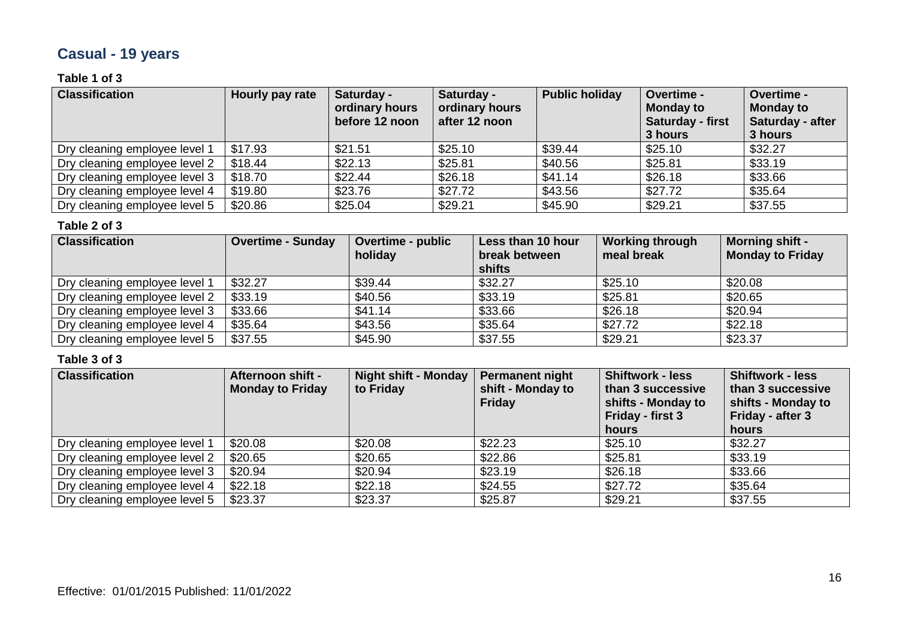## Casual - 19 years

**Table 1 of 3**

| Classification | Hourly pay rate | Saturday - ordinary hours before 12 noon | Saturday - ordinary hours after 12 noon | Public holiday | Overtime - Monday to Saturday - first 3 hours | Overtime - Monday to Saturday - after 3 hours |
|---|---|---|---|---|---|---|
| Dry cleaning employee level 1 | $17.93 | $21.51 | $25.10 | $39.44 | $25.10 | $32.27 |
| Dry cleaning employee level 2 | $18.44 | $22.13 | $25.81 | $40.56 | $25.81 | $33.19 |
| Dry cleaning employee level 3 | $18.70 | $22.44 | $26.18 | $41.14 | $26.18 | $33.66 |
| Dry cleaning employee level 4 | $19.80 | $23.76 | $27.72 | $43.56 | $27.72 | $35.64 |
| Dry cleaning employee level 5 | $20.86 | $25.04 | $29.21 | $45.90 | $29.21 | $37.55 |

**Table 2 of 3**

| Classification | Overtime - Sunday | Overtime - public holiday | Less than 10 hour break between shifts | Working through meal break | Morning shift - Monday to Friday |
|---|---|---|---|---|---|
| Dry cleaning employee level 1 | $32.27 | $39.44 | $32.27 | $25.10 | $20.08 |
| Dry cleaning employee level 2 | $33.19 | $40.56 | $33.19 | $25.81 | $20.65 |
| Dry cleaning employee level 3 | $33.66 | $41.14 | $33.66 | $26.18 | $20.94 |
| Dry cleaning employee level 4 | $35.64 | $43.56 | $35.64 | $27.72 | $22.18 |
| Dry cleaning employee level 5 | $37.55 | $45.90 | $37.55 | $29.21 | $23.37 |

**Table 3 of 3**

| Classification | Afternoon shift - Monday to Friday | Night shift - Monday to Friday | Permanent night shift - Monday to Friday | Shiftwork - less than 3 successive shifts - Monday to Friday - first 3 hours | Shiftwork - less than 3 successive shifts - Monday to Friday - after 3 hours |
|---|---|---|---|---|---|
| Dry cleaning employee level 1 | $20.08 | $20.08 | $22.23 | $25.10 | $32.27 |
| Dry cleaning employee level 2 | $20.65 | $20.65 | $22.86 | $25.81 | $33.19 |
| Dry cleaning employee level 3 | $20.94 | $20.94 | $23.19 | $26.18 | $33.66 |
| Dry cleaning employee level 4 | $22.18 | $22.18 | $24.55 | $27.72 | $35.64 |
| Dry cleaning employee level 5 | $23.37 | $23.37 | $25.87 | $29.21 | $37.55 |

Effective: 01/01/2015 Published: 11/01/2022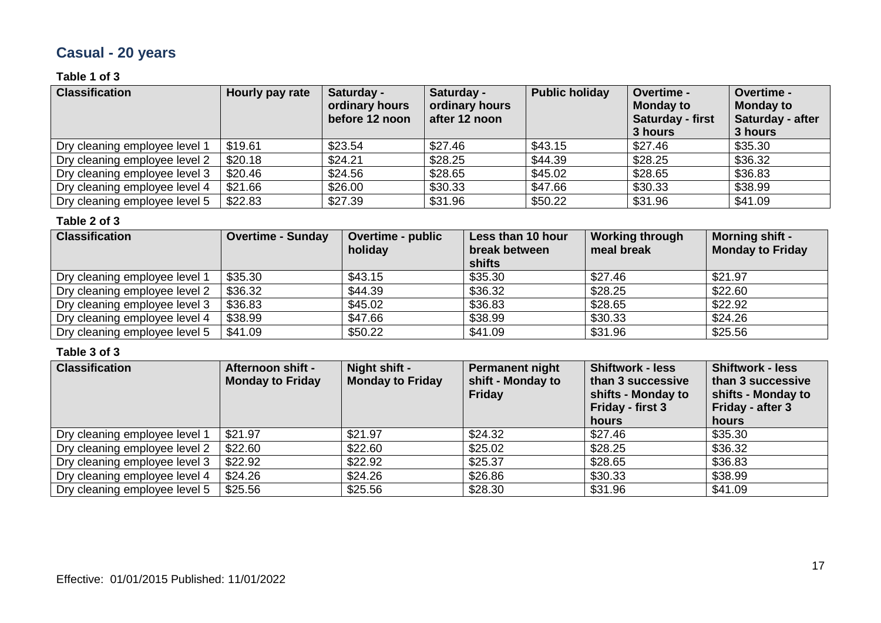## Casual - 20 years

**Table 1 of 3**

| Classification | Hourly pay rate | Saturday - ordinary hours before 12 noon | Saturday - ordinary hours after 12 noon | Public holiday | Overtime - Monday to Saturday - first 3 hours | Overtime - Monday to Saturday - after 3 hours |
|---|---|---|---|---|---|---|
| Dry cleaning employee level 1 | $19.61 | $23.54 | $27.46 | $43.15 | $27.46 | $35.30 |
| Dry cleaning employee level 2 | $20.18 | $24.21 | $28.25 | $44.39 | $28.25 | $36.32 |
| Dry cleaning employee level 3 | $20.46 | $24.56 | $28.65 | $45.02 | $28.65 | $36.83 |
| Dry cleaning employee level 4 | $21.66 | $26.00 | $30.33 | $47.66 | $30.33 | $38.99 |
| Dry cleaning employee level 5 | $22.83 | $27.39 | $31.96 | $50.22 | $31.96 | $41.09 |

**Table 2 of 3**

| Classification | Overtime - Sunday | Overtime - public holiday | Less than 10 hour break between shifts | Working through meal break | Morning shift - Monday to Friday |
|---|---|---|---|---|---|
| Dry cleaning employee level 1 | $35.30 | $43.15 | $35.30 | $27.46 | $21.97 |
| Dry cleaning employee level 2 | $36.32 | $44.39 | $36.32 | $28.25 | $22.60 |
| Dry cleaning employee level 3 | $36.83 | $45.02 | $36.83 | $28.65 | $22.92 |
| Dry cleaning employee level 4 | $38.99 | $47.66 | $38.99 | $30.33 | $24.26 |
| Dry cleaning employee level 5 | $41.09 | $50.22 | $41.09 | $31.96 | $25.56 |

**Table 3 of 3**

| Classification | Afternoon shift - Monday to Friday | Night shift - Monday to Friday | Permanent night shift - Monday to Friday | Shiftwork - less than 3 successive shifts - Monday to Friday - first 3 hours | Shiftwork - less than 3 successive shifts - Monday to Friday - after 3 hours |
|---|---|---|---|---|---|
| Dry cleaning employee level 1 | $21.97 | $21.97 | $24.32 | $27.46 | $35.30 |
| Dry cleaning employee level 2 | $22.60 | $22.60 | $25.02 | $28.25 | $36.32 |
| Dry cleaning employee level 3 | $22.92 | $22.92 | $25.37 | $28.65 | $36.83 |
| Dry cleaning employee level 4 | $24.26 | $24.26 | $26.86 | $30.33 | $38.99 |
| Dry cleaning employee level 5 | $25.56 | $25.56 | $28.30 | $31.96 | $41.09 |

Effective: 01/01/2015 Published: 11/01/2022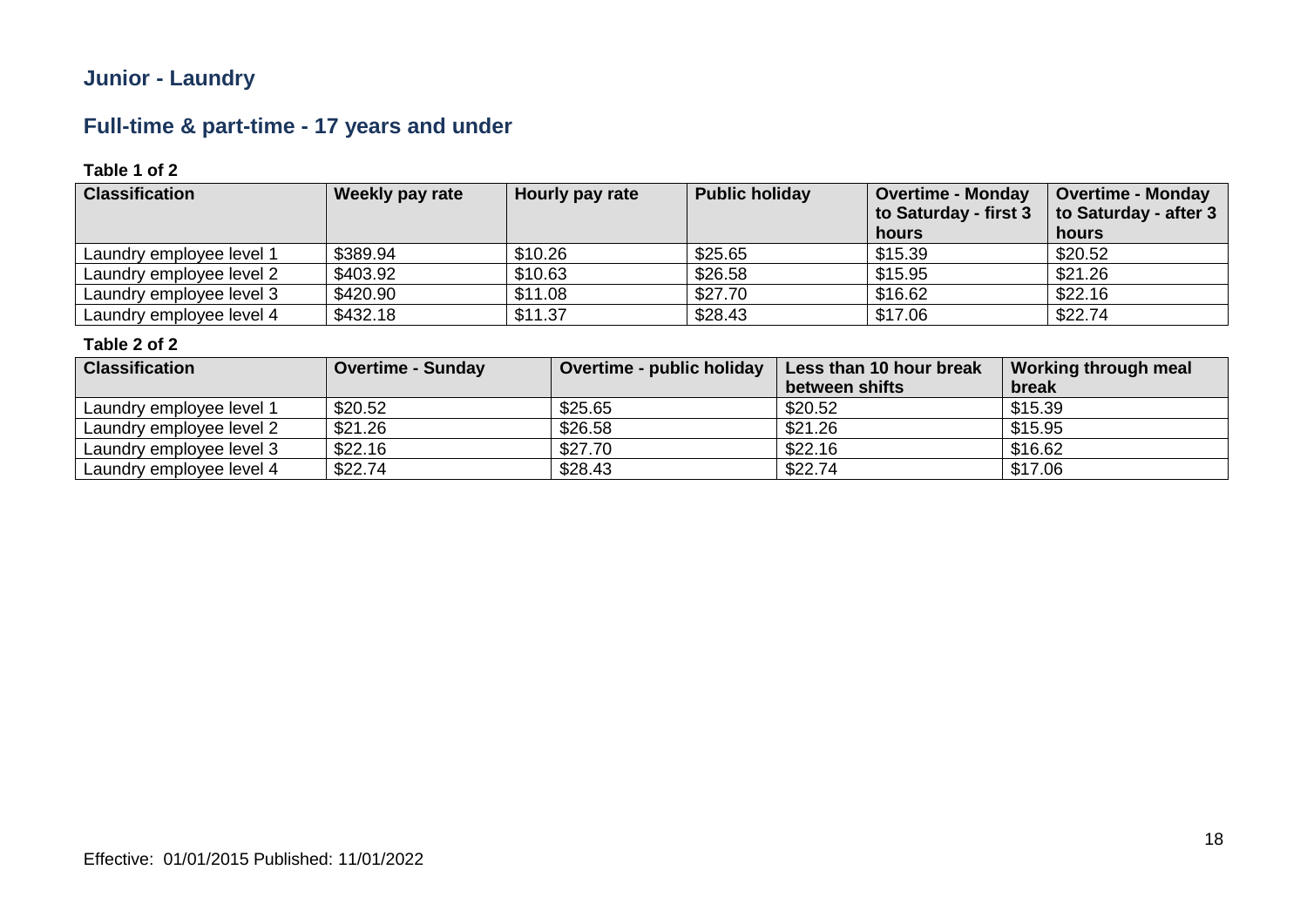## Junior - Laundry

## Full-time & part-time - 17 years and under

**Table 1 of 2**

| Classification | Weekly pay rate | Hourly pay rate | Public holiday | Overtime - Monday to Saturday - first 3 hours | Overtime - Monday to Saturday - after 3 hours |
|---|---|---|---|---|---|
| Laundry employee level 1 | $389.94 | $10.26 | $25.65 | $15.39 | $20.52 |
| Laundry employee level 2 | $403.92 | $10.63 | $26.58 | $15.95 | $21.26 |
| Laundry employee level 3 | $420.90 | $11.08 | $27.70 | $16.62 | $22.16 |
| Laundry employee level 4 | $432.18 | $11.37 | $28.43 | $17.06 | $22.74 |

**Table 2 of 2**

| Classification | Overtime - Sunday | Overtime - public holiday | Less than 10 hour break between shifts | Working through meal break |
|---|---|---|---|---|
| Laundry employee level 1 | $20.52 | $25.65 | $20.52 | $15.39 |
| Laundry employee level 2 | $21.26 | $26.58 | $21.26 | $15.95 |
| Laundry employee level 3 | $22.16 | $27.70 | $22.16 | $16.62 |
| Laundry employee level 4 | $22.74 | $28.43 | $22.74 | $17.06 |

Effective: 01/01/2015 Published: 11/01/2022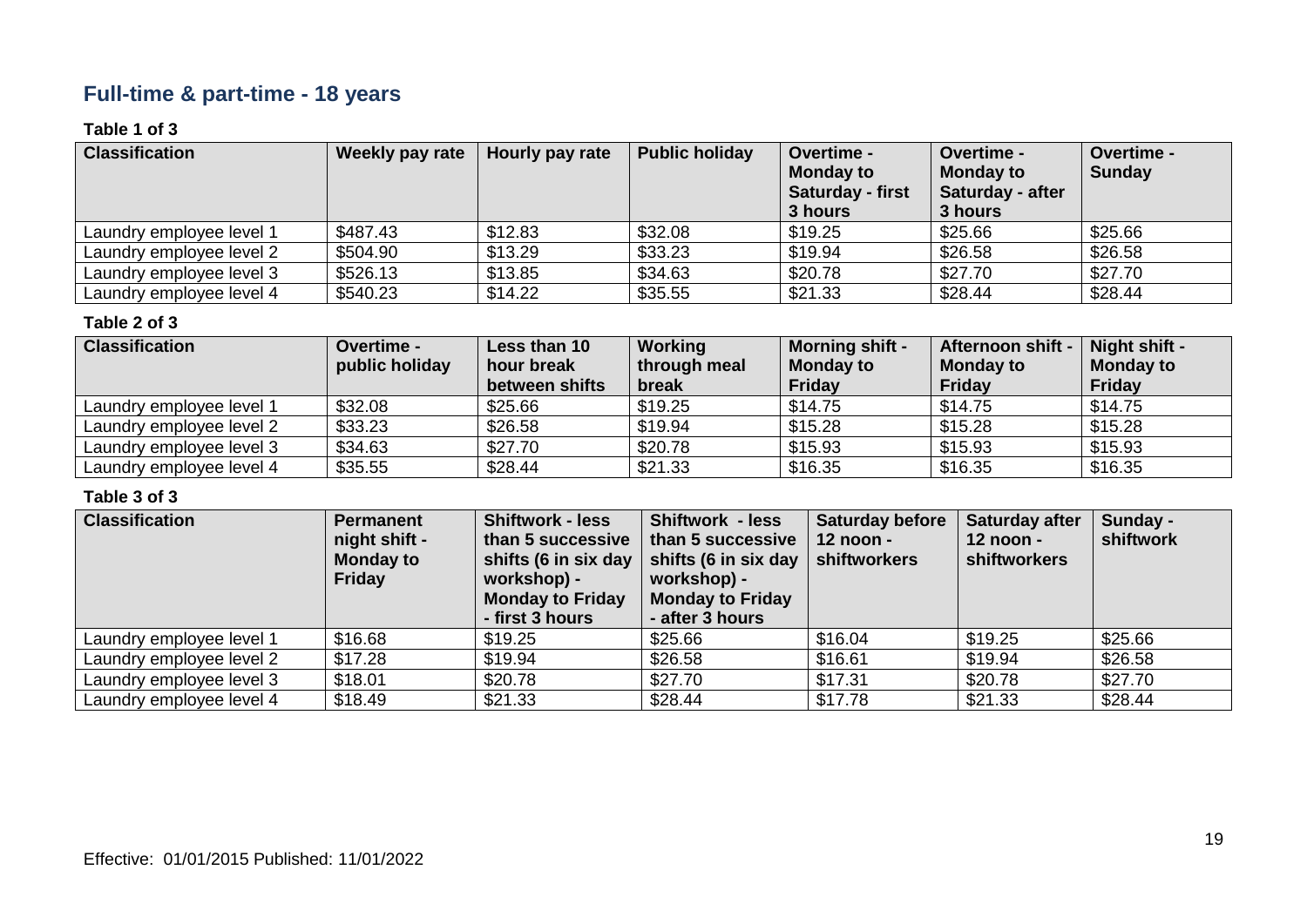## Full-time & part-time - 18 years

**Table 1 of 3**

| Classification | Weekly pay rate | Hourly pay rate | Public holiday | Overtime - Monday to Saturday - first 3 hours | Overtime - Monday to Saturday - after 3 hours | Overtime - Sunday |
|---|---|---|---|---|---|---|
| Laundry employee level 1 | $487.43 | $12.83 | $32.08 | $19.25 | $25.66 | $25.66 |
| Laundry employee level 2 | $504.90 | $13.29 | $33.23 | $19.94 | $26.58 | $26.58 |
| Laundry employee level 3 | $526.13 | $13.85 | $34.63 | $20.78 | $27.70 | $27.70 |
| Laundry employee level 4 | $540.23 | $14.22 | $35.55 | $21.33 | $28.44 | $28.44 |

**Table 2 of 3**

| Classification | Overtime - public holiday | Less than 10 hour break between shifts | Working through meal break | Morning shift - Monday to Friday | Afternoon shift - Monday to Friday | Night shift - Monday to Friday |
|---|---|---|---|---|---|---|
| Laundry employee level 1 | $32.08 | $25.66 | $19.25 | $14.75 | $14.75 | $14.75 |
| Laundry employee level 2 | $33.23 | $26.58 | $19.94 | $15.28 | $15.28 | $15.28 |
| Laundry employee level 3 | $34.63 | $27.70 | $20.78 | $15.93 | $15.93 | $15.93 |
| Laundry employee level 4 | $35.55 | $28.44 | $21.33 | $16.35 | $16.35 | $16.35 |

**Table 3 of 3**

| Classification | Permanent night shift - Monday to Friday | Shiftwork - less than 5 successive shifts (6 in six day workshop) - Monday to Friday - first 3 hours | Shiftwork - less than 5 successive shifts (6 in six day workshop) - Monday to Friday - after 3 hours | Saturday before 12 noon - shiftworkers | Saturday after 12 noon - shiftworkers | Sunday - shiftwork |
|---|---|---|---|---|---|---|
| Laundry employee level 1 | $16.68 | $19.25 | $25.66 | $16.04 | $19.25 | $25.66 |
| Laundry employee level 2 | $17.28 | $19.94 | $26.58 | $16.61 | $19.94 | $26.58 |
| Laundry employee level 3 | $18.01 | $20.78 | $27.70 | $17.31 | $20.78 | $27.70 |
| Laundry employee level 4 | $18.49 | $21.33 | $28.44 | $17.78 | $21.33 | $28.44 |

Effective: 01/01/2015 Published: 11/01/2022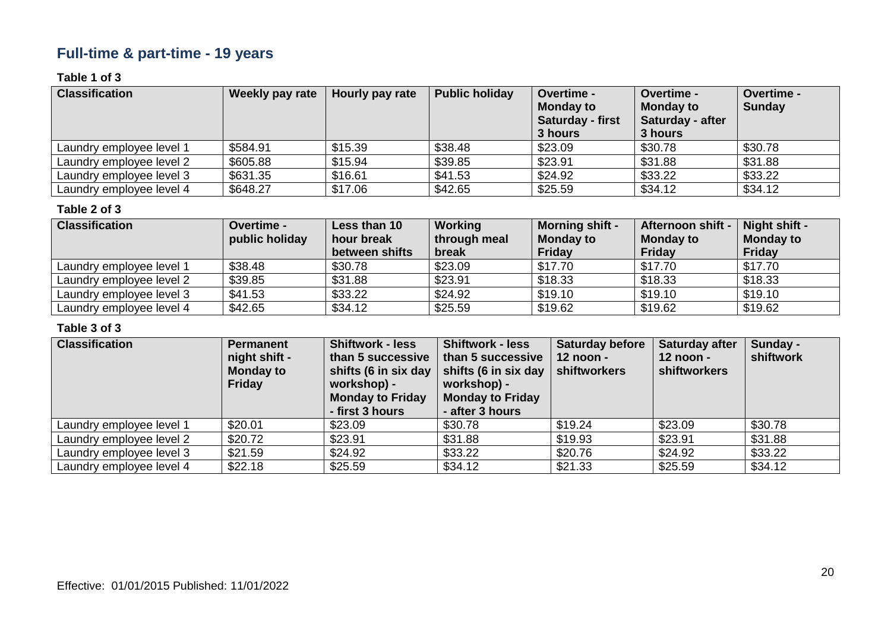## Full-time & part-time - 19 years

**Table 1 of 3**

| Classification | Weekly pay rate | Hourly pay rate | Public holiday | Overtime - Monday to Saturday - first 3 hours | Overtime - Monday to Saturday - after 3 hours | Overtime - Sunday |
|---|---|---|---|---|---|---|
| Laundry employee level 1 | $584.91 | $15.39 | $38.48 | $23.09 | $30.78 | $30.78 |
| Laundry employee level 2 | $605.88 | $15.94 | $39.85 | $23.91 | $31.88 | $31.88 |
| Laundry employee level 3 | $631.35 | $16.61 | $41.53 | $24.92 | $33.22 | $33.22 |
| Laundry employee level 4 | $648.27 | $17.06 | $42.65 | $25.59 | $34.12 | $34.12 |

**Table 2 of 3**

| Classification | Overtime - public holiday | Less than 10 hour break between shifts | Working through meal break | Morning shift - Monday to Friday | Afternoon shift - Monday to Friday | Night shift - Monday to Friday |
|---|---|---|---|---|---|---|
| Laundry employee level 1 | $38.48 | $30.78 | $23.09 | $17.70 | $17.70 | $17.70 |
| Laundry employee level 2 | $39.85 | $31.88 | $23.91 | $18.33 | $18.33 | $18.33 |
| Laundry employee level 3 | $41.53 | $33.22 | $24.92 | $19.10 | $19.10 | $19.10 |
| Laundry employee level 4 | $42.65 | $34.12 | $25.59 | $19.62 | $19.62 | $19.62 |

**Table 3 of 3**

| Classification | Permanent night shift - Monday to Friday | Shiftwork - less than 5 successive shifts (6 in six day workshop) - Monday to Friday - first 3 hours | Shiftwork - less than 5 successive shifts (6 in six day workshop) - Monday to Friday - after 3 hours | Saturday before 12 noon - shiftworkers | Saturday after 12 noon - shiftworkers | Sunday - shiftwork |
|---|---|---|---|---|---|---|
| Laundry employee level 1 | $20.01 | $23.09 | $30.78 | $19.24 | $23.09 | $30.78 |
| Laundry employee level 2 | $20.72 | $23.91 | $31.88 | $19.93 | $23.91 | $31.88 |
| Laundry employee level 3 | $21.59 | $24.92 | $33.22 | $20.76 | $24.92 | $33.22 |
| Laundry employee level 4 | $22.18 | $25.59 | $34.12 | $21.33 | $25.59 | $34.12 |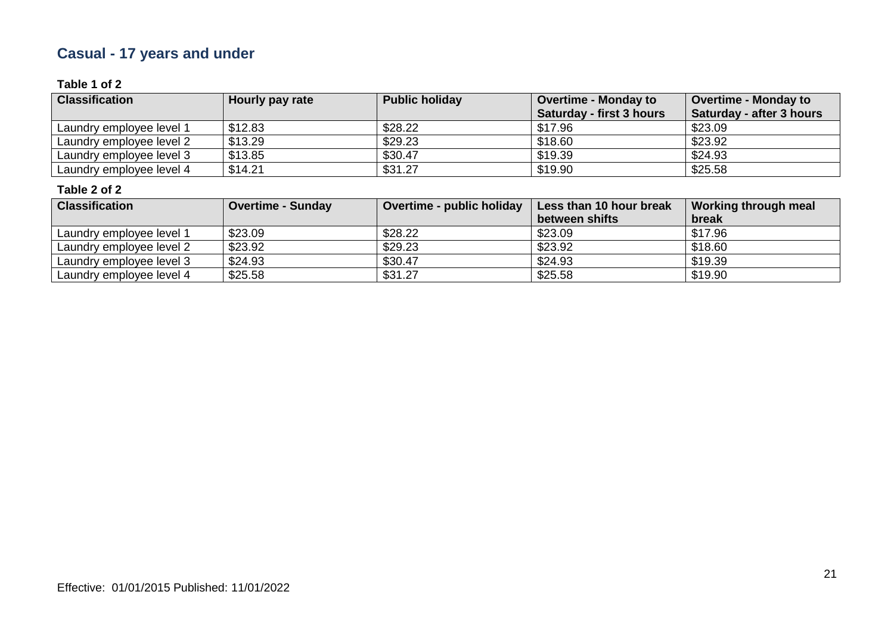## Casual - 17 years and under

**Table 1 of 2**

| Classification | Hourly pay rate | Public holiday | Overtime - Monday to Saturday - first 3 hours | Overtime - Monday to Saturday - after 3 hours |
|---|---|---|---|---|
| Laundry employee level 1 | $12.83 | $28.22 | $17.96 | $23.09 |
| Laundry employee level 2 | $13.29 | $29.23 | $18.60 | $23.92 |
| Laundry employee level 3 | $13.85 | $30.47 | $19.39 | $24.93 |
| Laundry employee level 4 | $14.21 | $31.27 | $19.90 | $25.58 |

**Table 2 of 2**

| Classification | Overtime - Sunday | Overtime - public holiday | Less than 10 hour break between shifts | Working through meal break |
|---|---|---|---|---|
| Laundry employee level 1 | $23.09 | $28.22 | $23.09 | $17.96 |
| Laundry employee level 2 | $23.92 | $29.23 | $23.92 | $18.60 |
| Laundry employee level 3 | $24.93 | $30.47 | $24.93 | $19.39 |
| Laundry employee level 4 | $25.58 | $31.27 | $25.58 | $19.90 |

Effective: 01/01/2015 Published: 11/01/2022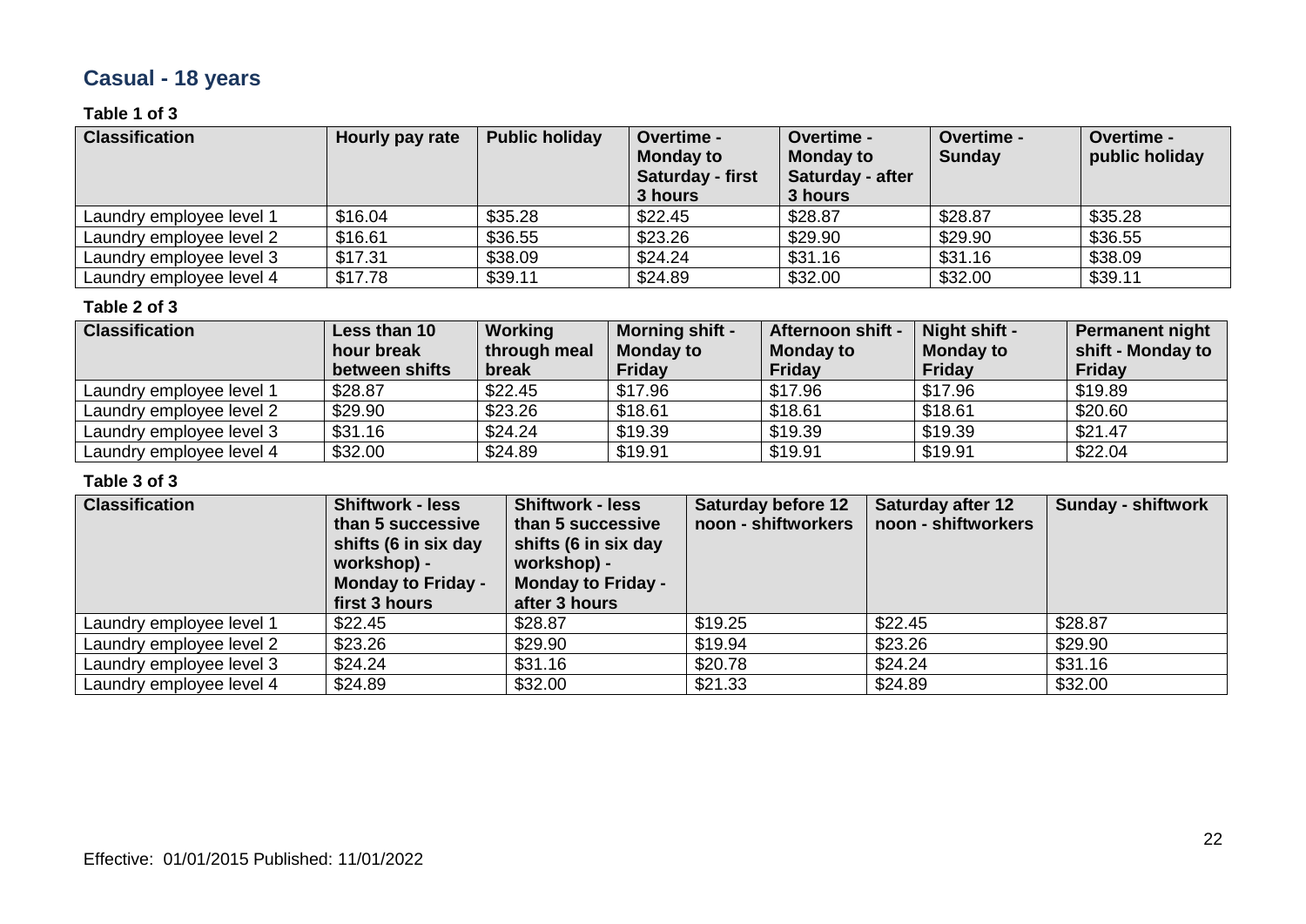## Casual - 18 years

### Table 1 of 3

| Classification | Hourly pay rate | Public holiday | Overtime - Monday to Saturday - first 3 hours | Overtime - Monday to Saturday - after 3 hours | Overtime - Sunday | Overtime - public holiday |
|---|---|---|---|---|---|---|
| Laundry employee level 1 | $16.04 | $35.28 | $22.45 | $28.87 | $28.87 | $35.28 |
| Laundry employee level 2 | $16.61 | $36.55 | $23.26 | $29.90 | $29.90 | $36.55 |
| Laundry employee level 3 | $17.31 | $38.09 | $24.24 | $31.16 | $31.16 | $38.09 |
| Laundry employee level 4 | $17.78 | $39.11 | $24.89 | $32.00 | $32.00 | $39.11 |

### Table 2 of 3

| Classification | Less than 10 hour break between shifts | Working through meal break | Morning shift - Monday to Friday | Afternoon shift - Monday to Friday | Night shift - Monday to Friday | Permanent night shift - Monday to Friday |
|---|---|---|---|---|---|---|
| Laundry employee level 1 | $28.87 | $22.45 | $17.96 | $17.96 | $17.96 | $19.89 |
| Laundry employee level 2 | $29.90 | $23.26 | $18.61 | $18.61 | $18.61 | $20.60 |
| Laundry employee level 3 | $31.16 | $24.24 | $19.39 | $19.39 | $19.39 | $21.47 |
| Laundry employee level 4 | $32.00 | $24.89 | $19.91 | $19.91 | $19.91 | $22.04 |

### Table 3 of 3

| Classification | Shiftwork - less than 5 successive shifts (6 in six day workshop) - Monday to Friday - first 3 hours | Shiftwork - less than 5 successive shifts (6 in six day workshop) - Monday to Friday - after 3 hours | Saturday before 12 noon - shiftworkers | Saturday after 12 noon - shiftworkers | Sunday - shiftwork |
|---|---|---|---|---|---|
| Laundry employee level 1 | $22.45 | $28.87 | $19.25 | $22.45 | $28.87 |
| Laundry employee level 2 | $23.26 | $29.90 | $19.94 | $23.26 | $29.90 |
| Laundry employee level 3 | $24.24 | $31.16 | $20.78 | $24.24 | $31.16 |
| Laundry employee level 4 | $24.89 | $32.00 | $21.33 | $24.89 | $32.00 |

Effective: 01/01/2015 Published: 11/01/2022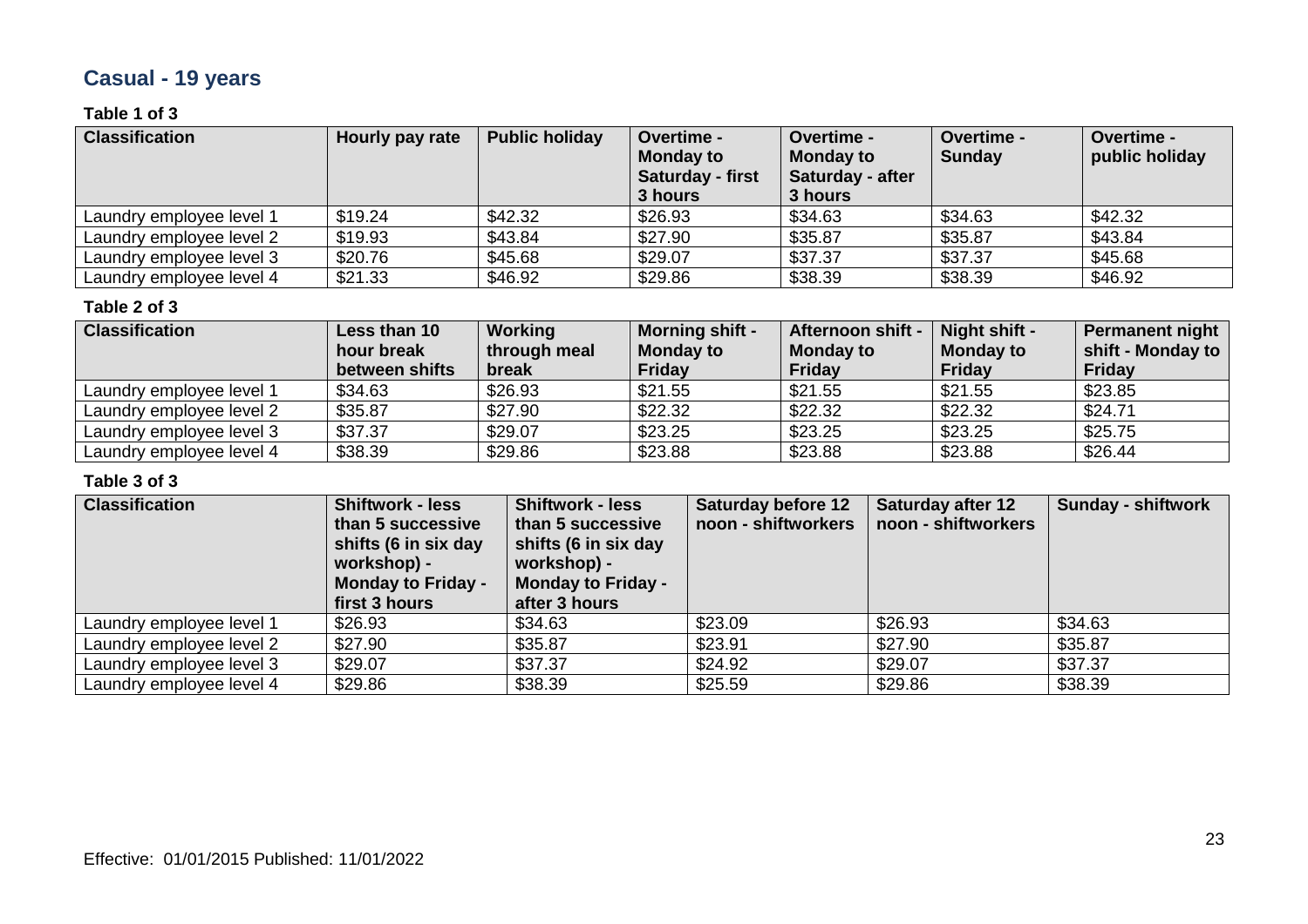## Casual - 19 years

**Table 1 of 3**

| Classification | Hourly pay rate | Public holiday | Overtime - Monday to Saturday - first 3 hours | Overtime - Monday to Saturday - after 3 hours | Overtime - Sunday | Overtime - public holiday |
|---|---|---|---|---|---|---|
| Laundry employee level 1 | $19.24 | $42.32 | $26.93 | $34.63 | $34.63 | $42.32 |
| Laundry employee level 2 | $19.93 | $43.84 | $27.90 | $35.87 | $35.87 | $43.84 |
| Laundry employee level 3 | $20.76 | $45.68 | $29.07 | $37.37 | $37.37 | $45.68 |
| Laundry employee level 4 | $21.33 | $46.92 | $29.86 | $38.39 | $38.39 | $46.92 |

**Table 2 of 3**

| Classification | Less than 10 hour break between shifts | Working through meal break | Morning shift - Monday to Friday | Afternoon shift - Monday to Friday | Night shift - Monday to Friday | Permanent night shift - Monday to Friday |
|---|---|---|---|---|---|---|
| Laundry employee level 1 | $34.63 | $26.93 | $21.55 | $21.55 | $21.55 | $23.85 |
| Laundry employee level 2 | $35.87 | $27.90 | $22.32 | $22.32 | $22.32 | $24.71 |
| Laundry employee level 3 | $37.37 | $29.07 | $23.25 | $23.25 | $23.25 | $25.75 |
| Laundry employee level 4 | $38.39 | $29.86 | $23.88 | $23.88 | $23.88 | $26.44 |

**Table 3 of 3**

| Classification | Shiftwork - less than 5 successive shifts (6 in six day workshop) - Monday to Friday - first 3 hours | Shiftwork - less than 5 successive shifts (6 in six day workshop) - Monday to Friday - after 3 hours | Saturday before 12 noon - shiftworkers | Saturday after 12 noon - shiftworkers | Sunday - shiftwork |
|---|---|---|---|---|---|
| Laundry employee level 1 | $26.93 | $34.63 | $23.09 | $26.93 | $34.63 |
| Laundry employee level 2 | $27.90 | $35.87 | $23.91 | $27.90 | $35.87 |
| Laundry employee level 3 | $29.07 | $37.37 | $24.92 | $29.07 | $37.37 |
| Laundry employee level 4 | $29.86 | $38.39 | $25.59 | $29.86 | $38.39 |

Effective: 01/01/2015 Published: 11/01/2022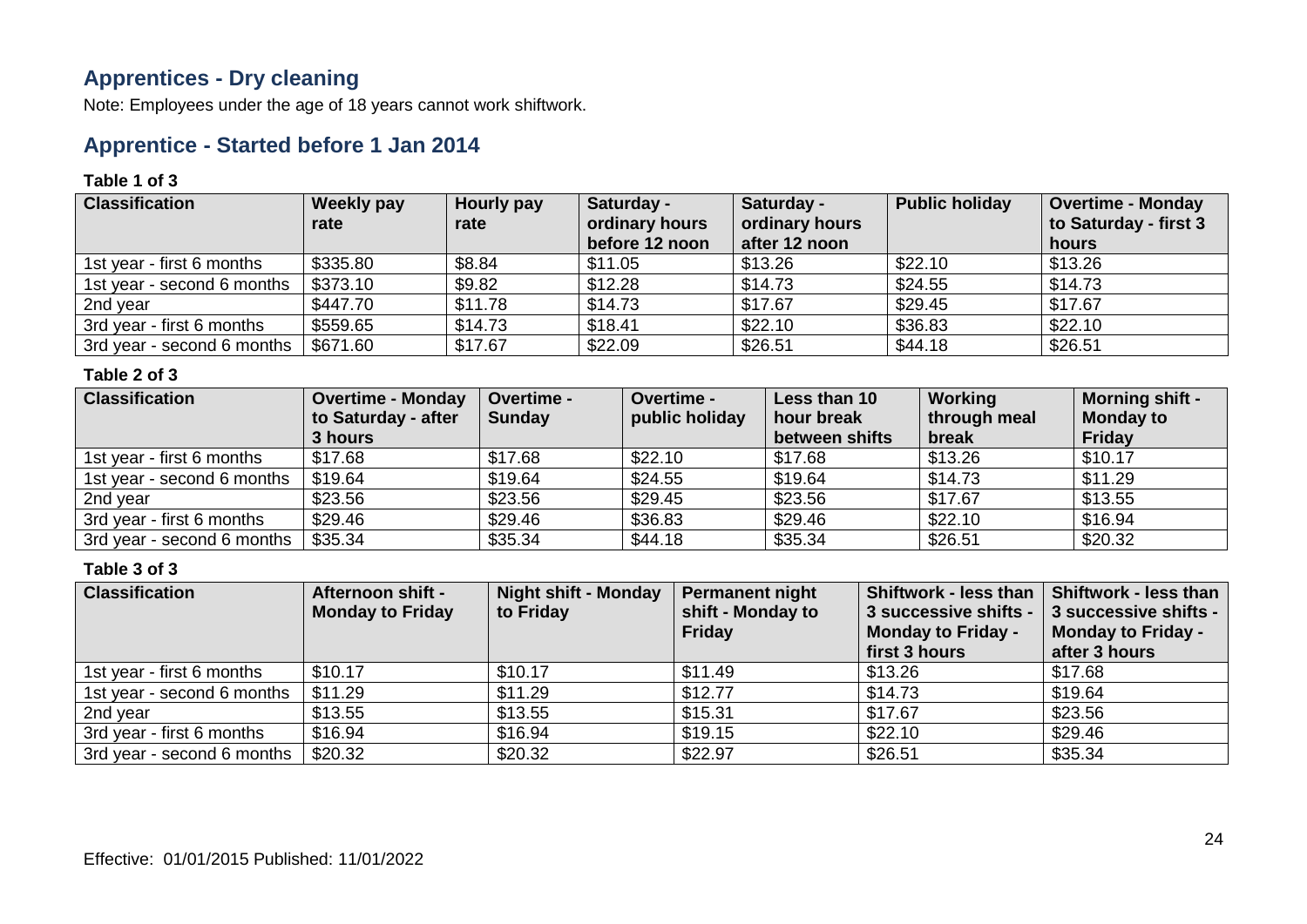## Apprentices - Dry cleaning

Note: Employees under the age of 18 years cannot work shiftwork.

## Apprentice - Started before 1 Jan 2014

**Table 1 of 3**

| Classification | Weekly pay rate | Hourly pay rate | Saturday - ordinary hours before 12 noon | Saturday - ordinary hours after 12 noon | Public holiday | Overtime - Monday to Saturday - first 3 hours |
|---|---|---|---|---|---|---|
| 1st year - first 6 months | $335.80 | $8.84 | $11.05 | $13.26 | $22.10 | $13.26 |
| 1st year - second 6 months | $373.10 | $9.82 | $12.28 | $14.73 | $24.55 | $14.73 |
| 2nd year | $447.70 | $11.78 | $14.73 | $17.67 | $29.45 | $17.67 |
| 3rd year - first 6 months | $559.65 | $14.73 | $18.41 | $22.10 | $36.83 | $22.10 |
| 3rd year - second 6 months | $671.60 | $17.67 | $22.09 | $26.51 | $44.18 | $26.51 |

**Table 2 of 3**

| Classification | Overtime - Monday to Saturday - after 3 hours | Overtime - Sunday | Overtime - public holiday | Less than 10 hour break between shifts | Working through meal break | Morning shift - Monday to Friday |
|---|---|---|---|---|---|---|
| 1st year - first 6 months | $17.68 | $17.68 | $22.10 | $17.68 | $13.26 | $10.17 |
| 1st year - second 6 months | $19.64 | $19.64 | $24.55 | $19.64 | $14.73 | $11.29 |
| 2nd year | $23.56 | $23.56 | $29.45 | $23.56 | $17.67 | $13.55 |
| 3rd year - first 6 months | $29.46 | $29.46 | $36.83 | $29.46 | $22.10 | $16.94 |
| 3rd year - second 6 months | $35.34 | $35.34 | $44.18 | $35.34 | $26.51 | $20.32 |

**Table 3 of 3**

| Classification | Afternoon shift - Monday to Friday | Night shift - Monday to Friday | Permanent night shift - Monday to Friday | Shiftwork - less than 3 successive shifts - Monday to Friday - first 3 hours | Shiftwork - less than 3 successive shifts - Monday to Friday - after 3 hours |
|---|---|---|---|---|---|
| 1st year - first 6 months | $10.17 | $10.17 | $11.49 | $13.26 | $17.68 |
| 1st year - second 6 months | $11.29 | $11.29 | $12.77 | $14.73 | $19.64 |
| 2nd year | $13.55 | $13.55 | $15.31 | $17.67 | $23.56 |
| 3rd year - first 6 months | $16.94 | $16.94 | $19.15 | $22.10 | $29.46 |
| 3rd year - second 6 months | $20.32 | $20.32 | $22.97 | $26.51 | $35.34 |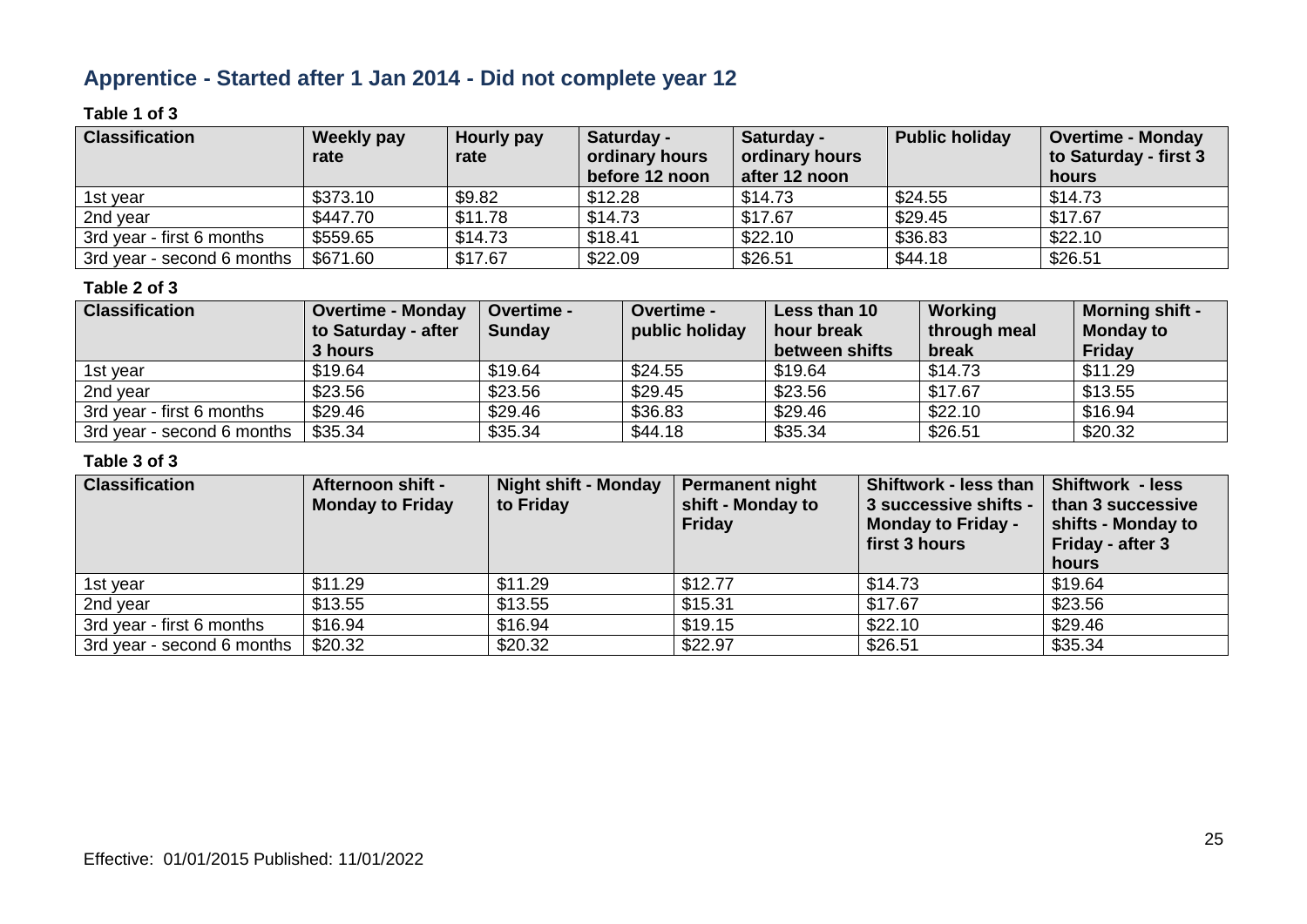## Apprentice - Started after 1 Jan 2014 - Did not complete year 12

**Table 1 of 3**

| Classification | Weekly pay rate | Hourly pay rate | Saturday - ordinary hours before 12 noon | Saturday - ordinary hours after 12 noon | Public holiday | Overtime - Monday to Saturday - first 3 hours |
|---|---|---|---|---|---|---|
| 1st year | $373.10 | $9.82 | $12.28 | $14.73 | $24.55 | $14.73 |
| 2nd year | $447.70 | $11.78 | $14.73 | $17.67 | $29.45 | $17.67 |
| 3rd year - first 6 months | $559.65 | $14.73 | $18.41 | $22.10 | $36.83 | $22.10 |
| 3rd year - second 6 months | $671.60 | $17.67 | $22.09 | $26.51 | $44.18 | $26.51 |

**Table 2 of 3**

| Classification | Overtime - Monday to Saturday - after 3 hours | Overtime - Sunday | Overtime - public holiday | Less than 10 hour break between shifts | Working through meal break | Morning shift - Monday to Friday |
|---|---|---|---|---|---|---|
| 1st year | $19.64 | $19.64 | $24.55 | $19.64 | $14.73 | $11.29 |
| 2nd year | $23.56 | $23.56 | $29.45 | $23.56 | $17.67 | $13.55 |
| 3rd year - first 6 months | $29.46 | $29.46 | $36.83 | $29.46 | $22.10 | $16.94 |
| 3rd year - second 6 months | $35.34 | $35.34 | $44.18 | $35.34 | $26.51 | $20.32 |

**Table 3 of 3**

| Classification | Afternoon shift - Monday to Friday | Night shift - Monday to Friday | Permanent night shift - Monday to Friday | Shiftwork - less than 3 successive shifts - Monday to Friday - first 3 hours | Shiftwork - less than 3 successive shifts - Monday to Friday - after 3 hours |
|---|---|---|---|---|---|
| 1st year | $11.29 | $11.29 | $12.77 | $14.73 | $19.64 |
| 2nd year | $13.55 | $13.55 | $15.31 | $17.67 | $23.56 |
| 3rd year - first 6 months | $16.94 | $16.94 | $19.15 | $22.10 | $29.46 |
| 3rd year - second 6 months | $20.32 | $20.32 | $22.97 | $26.51 | $35.34 |

Effective: 01/01/2015 Published: 11/01/2022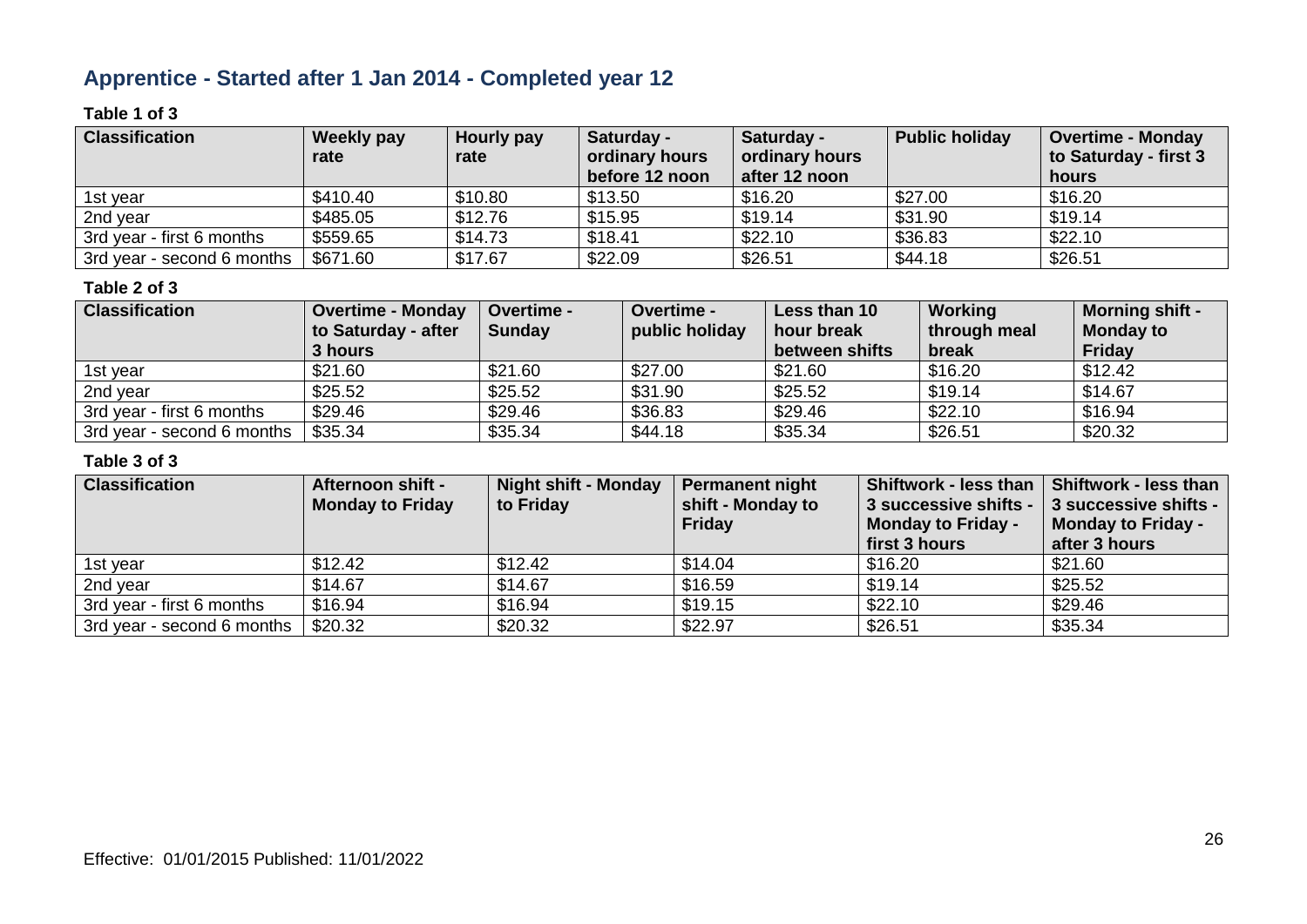## Apprentice - Started after 1 Jan 2014 - Completed year 12

**Table 1 of 3**

| Classification | Weekly pay rate | Hourly pay rate | Saturday - ordinary hours before 12 noon | Saturday - ordinary hours after 12 noon | Public holiday | Overtime - Monday to Saturday - first 3 hours |
|---|---|---|---|---|---|---|
| 1st year | $410.40 | $10.80 | $13.50 | $16.20 | $27.00 | $16.20 |
| 2nd year | $485.05 | $12.76 | $15.95 | $19.14 | $31.90 | $19.14 |
| 3rd year - first 6 months | $559.65 | $14.73 | $18.41 | $22.10 | $36.83 | $22.10 |
| 3rd year - second 6 months | $671.60 | $17.67 | $22.09 | $26.51 | $44.18 | $26.51 |

**Table 2 of 3**

| Classification | Overtime - Monday to Saturday - after 3 hours | Overtime - Sunday | Overtime - public holiday | Less than 10 hour break between shifts | Working through meal break | Morning shift - Monday to Friday |
|---|---|---|---|---|---|---|
| 1st year | $21.60 | $21.60 | $27.00 | $21.60 | $16.20 | $12.42 |
| 2nd year | $25.52 | $25.52 | $31.90 | $25.52 | $19.14 | $14.67 |
| 3rd year - first 6 months | $29.46 | $29.46 | $36.83 | $29.46 | $22.10 | $16.94 |
| 3rd year - second 6 months | $35.34 | $35.34 | $44.18 | $35.34 | $26.51 | $20.32 |

**Table 3 of 3**

| Classification | Afternoon shift - Monday to Friday | Night shift - Monday to Friday | Permanent night shift - Monday to Friday | Shiftwork - less than 3 successive shifts - Monday to Friday - first 3 hours | Shiftwork - less than 3 successive shifts - Monday to Friday - after 3 hours |
|---|---|---|---|---|---|
| 1st year | $12.42 | $12.42 | $14.04 | $16.20 | $21.60 |
| 2nd year | $14.67 | $14.67 | $16.59 | $19.14 | $25.52 |
| 3rd year - first 6 months | $16.94 | $16.94 | $19.15 | $22.10 | $29.46 |
| 3rd year - second 6 months | $20.32 | $20.32 | $22.97 | $26.51 | $35.34 |

Effective: 01/01/2015 Published: 11/01/2022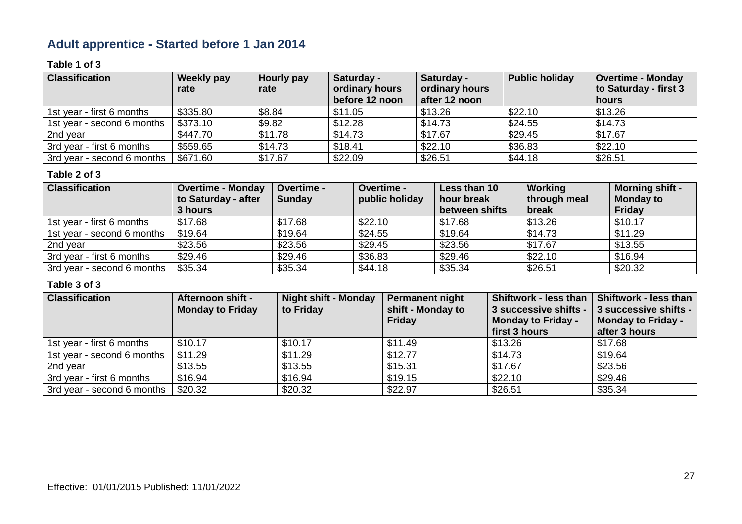## Adult apprentice - Started before 1 Jan 2014

**Table 1 of 3**

| Classification | Weekly pay rate | Hourly pay rate | Saturday - ordinary hours before 12 noon | Saturday - ordinary hours after 12 noon | Public holiday | Overtime - Monday to Saturday - first 3 hours |
|---|---|---|---|---|---|---|
| 1st year - first 6 months | $335.80 | $8.84 | $11.05 | $13.26 | $22.10 | $13.26 |
| 1st year - second 6 months | $373.10 | $9.82 | $12.28 | $14.73 | $24.55 | $14.73 |
| 2nd year | $447.70 | $11.78 | $14.73 | $17.67 | $29.45 | $17.67 |
| 3rd year - first 6 months | $559.65 | $14.73 | $18.41 | $22.10 | $36.83 | $22.10 |
| 3rd year - second 6 months | $671.60 | $17.67 | $22.09 | $26.51 | $44.18 | $26.51 |

**Table 2 of 3**

| Classification | Overtime - Monday to Saturday - after 3 hours | Overtime - Sunday | Overtime - public holiday | Less than 10 hour break between shifts | Working through meal break | Morning shift - Monday to Friday |
|---|---|---|---|---|---|---|
| 1st year - first 6 months | $17.68 | $17.68 | $22.10 | $17.68 | $13.26 | $10.17 |
| 1st year - second 6 months | $19.64 | $19.64 | $24.55 | $19.64 | $14.73 | $11.29 |
| 2nd year | $23.56 | $23.56 | $29.45 | $23.56 | $17.67 | $13.55 |
| 3rd year - first 6 months | $29.46 | $29.46 | $36.83 | $29.46 | $22.10 | $16.94 |
| 3rd year - second 6 months | $35.34 | $35.34 | $44.18 | $35.34 | $26.51 | $20.32 |

**Table 3 of 3**

| Classification | Afternoon shift - Monday to Friday | Night shift - Monday to Friday | Permanent night shift - Monday to Friday | Shiftwork - less than 3 successive shifts - Monday to Friday - first 3 hours | Shiftwork - less than 3 successive shifts - Monday to Friday - after 3 hours |
|---|---|---|---|---|---|
| 1st year - first 6 months | $10.17 | $10.17 | $11.49 | $13.26 | $17.68 |
| 1st year - second 6 months | $11.29 | $11.29 | $12.77 | $14.73 | $19.64 |
| 2nd year | $13.55 | $13.55 | $15.31 | $17.67 | $23.56 |
| 3rd year - first 6 months | $16.94 | $16.94 | $19.15 | $22.10 | $29.46 |
| 3rd year - second 6 months | $20.32 | $20.32 | $22.97 | $26.51 | $35.34 |

Effective: 01/01/2015 Published: 11/01/2022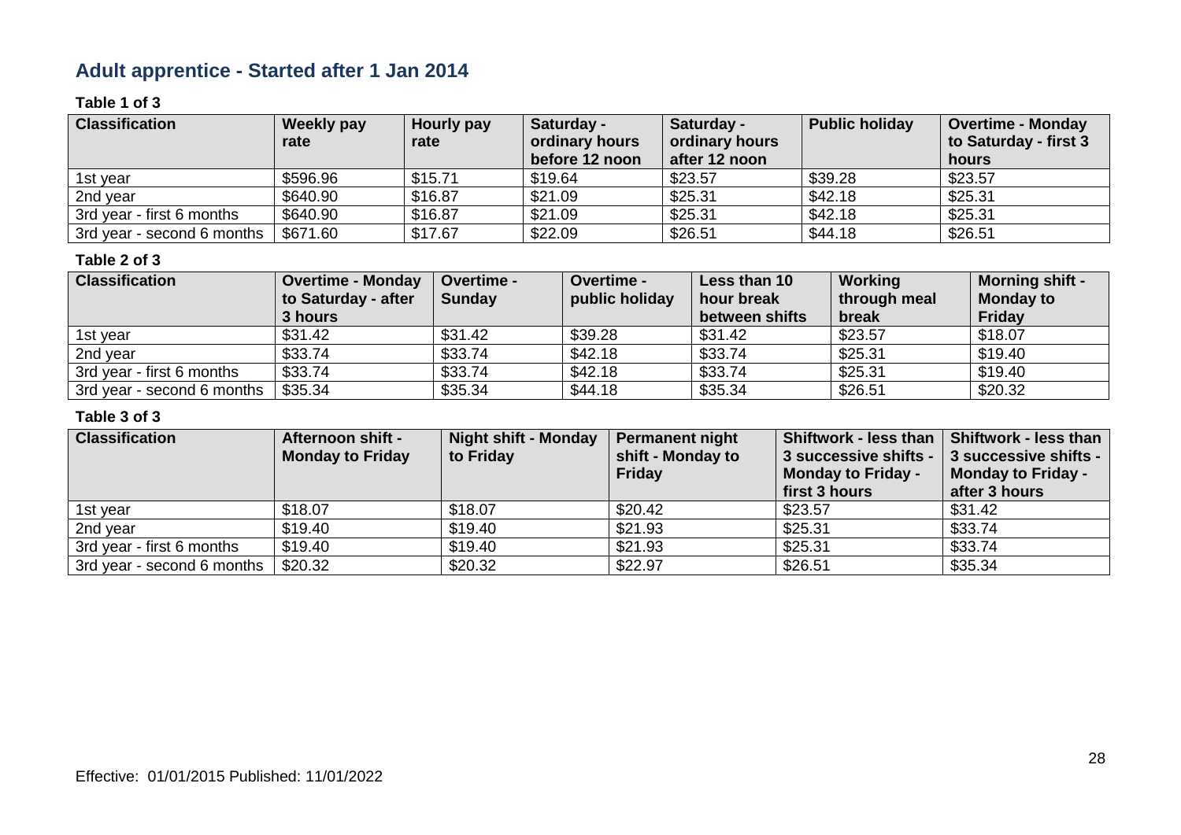## Adult apprentice - Started after 1 Jan 2014

**Table 1 of 3**

| Classification | Weekly pay rate | Hourly pay rate | Saturday - ordinary hours before 12 noon | Saturday - ordinary hours after 12 noon | Public holiday | Overtime - Monday to Saturday - first 3 hours |
|---|---|---|---|---|---|---|
| 1st year | $596.96 | $15.71 | $19.64 | $23.57 | $39.28 | $23.57 |
| 2nd year | $640.90 | $16.87 | $21.09 | $25.31 | $42.18 | $25.31 |
| 3rd year - first 6 months | $640.90 | $16.87 | $21.09 | $25.31 | $42.18 | $25.31 |
| 3rd year - second 6 months | $671.60 | $17.67 | $22.09 | $26.51 | $44.18 | $26.51 |

**Table 2 of 3**

| Classification | Overtime - Monday to Saturday - after 3 hours | Overtime - Sunday | Overtime - public holiday | Less than 10 hour break between shifts | Working through meal break | Morning shift - Monday to Friday |
|---|---|---|---|---|---|---|
| 1st year | $31.42 | $31.42 | $39.28 | $31.42 | $23.57 | $18.07 |
| 2nd year | $33.74 | $33.74 | $42.18 | $33.74 | $25.31 | $19.40 |
| 3rd year - first 6 months | $33.74 | $33.74 | $42.18 | $33.74 | $25.31 | $19.40 |
| 3rd year - second 6 months | $35.34 | $35.34 | $44.18 | $35.34 | $26.51 | $20.32 |

**Table 3 of 3**

| Classification | Afternoon shift - Monday to Friday | Night shift - Monday to Friday | Permanent night shift - Monday to Friday | Shiftwork - less than 3 successive shifts - Monday to Friday - first 3 hours | Shiftwork - less than 3 successive shifts - Monday to Friday - after 3 hours |
|---|---|---|---|---|---|
| 1st year | $18.07 | $18.07 | $20.42 | $23.57 | $31.42 |
| 2nd year | $19.40 | $19.40 | $21.93 | $25.31 | $33.74 |
| 3rd year - first 6 months | $19.40 | $19.40 | $21.93 | $25.31 | $33.74 |
| 3rd year - second 6 months | $20.32 | $20.32 | $22.97 | $26.51 | $35.34 |

Effective: 01/01/2015 Published: 11/01/2022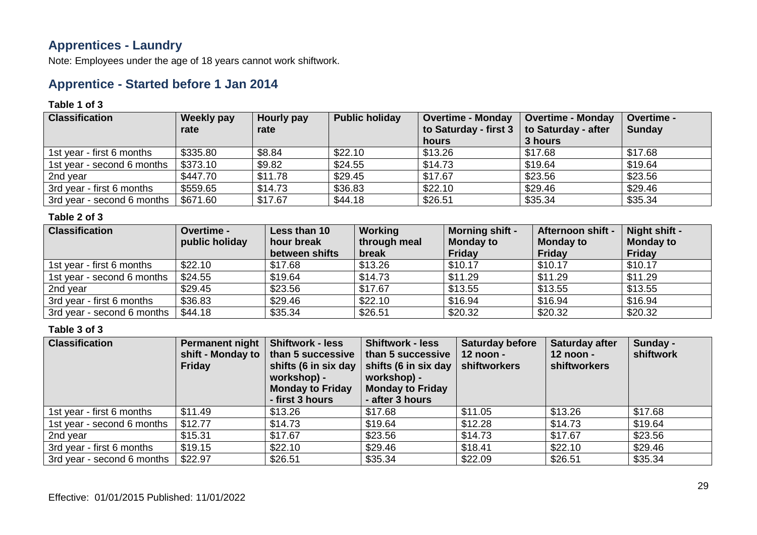## Apprentices - Laundry

Note: Employees under the age of 18 years cannot work shiftwork.

## Apprentice - Started before 1 Jan 2014

**Table 1 of 3**

| Classification | Weekly pay rate | Hourly pay rate | Public holiday | Overtime - Monday to Saturday - first 3 hours | Overtime - Monday to Saturday - after 3 hours | Overtime - Sunday |
|---|---|---|---|---|---|---|
| 1st year - first 6 months | $335.80 | $8.84 | $22.10 | $13.26 | $17.68 | $17.68 |
| 1st year - second 6 months | $373.10 | $9.82 | $24.55 | $14.73 | $19.64 | $19.64 |
| 2nd year | $447.70 | $11.78 | $29.45 | $17.67 | $23.56 | $23.56 |
| 3rd year - first 6 months | $559.65 | $14.73 | $36.83 | $22.10 | $29.46 | $29.46 |
| 3rd year - second 6 months | $671.60 | $17.67 | $44.18 | $26.51 | $35.34 | $35.34 |

**Table 2 of 3**

| Classification | Overtime - public holiday | Less than 10 hour break between shifts | Working through meal break | Morning shift - Monday to Friday | Afternoon shift - Monday to Friday | Night shift - Monday to Friday |
|---|---|---|---|---|---|---|
| 1st year - first 6 months | $22.10 | $17.68 | $13.26 | $10.17 | $10.17 | $10.17 |
| 1st year - second 6 months | $24.55 | $19.64 | $14.73 | $11.29 | $11.29 | $11.29 |
| 2nd year | $29.45 | $23.56 | $17.67 | $13.55 | $13.55 | $13.55 |
| 3rd year - first 6 months | $36.83 | $29.46 | $22.10 | $16.94 | $16.94 | $16.94 |
| 3rd year - second 6 months | $44.18 | $35.34 | $26.51 | $20.32 | $20.32 | $20.32 |

**Table 3 of 3**

| Classification | Permanent night shift - Monday to Friday | Shiftwork - less than 5 successive shifts (6 in six day workshop) - Monday to Friday - first 3 hours | Shiftwork - less than 5 successive shifts (6 in six day workshop) - Monday to Friday - after 3 hours | Saturday before 12 noon - shiftworkers | Saturday after 12 noon - shiftworkers | Sunday - shiftwork |
|---|---|---|---|---|---|---|
| 1st year - first 6 months | $11.49 | $13.26 | $17.68 | $11.05 | $13.26 | $17.68 |
| 1st year - second 6 months | $12.77 | $14.73 | $19.64 | $12.28 | $14.73 | $19.64 |
| 2nd year | $15.31 | $17.67 | $23.56 | $14.73 | $17.67 | $23.56 |
| 3rd year - first 6 months | $19.15 | $22.10 | $29.46 | $18.41 | $22.10 | $29.46 |
| 3rd year - second 6 months | $22.97 | $26.51 | $35.34 | $22.09 | $26.51 | $35.34 |

Effective: 01/01/2015 Published: 11/01/2022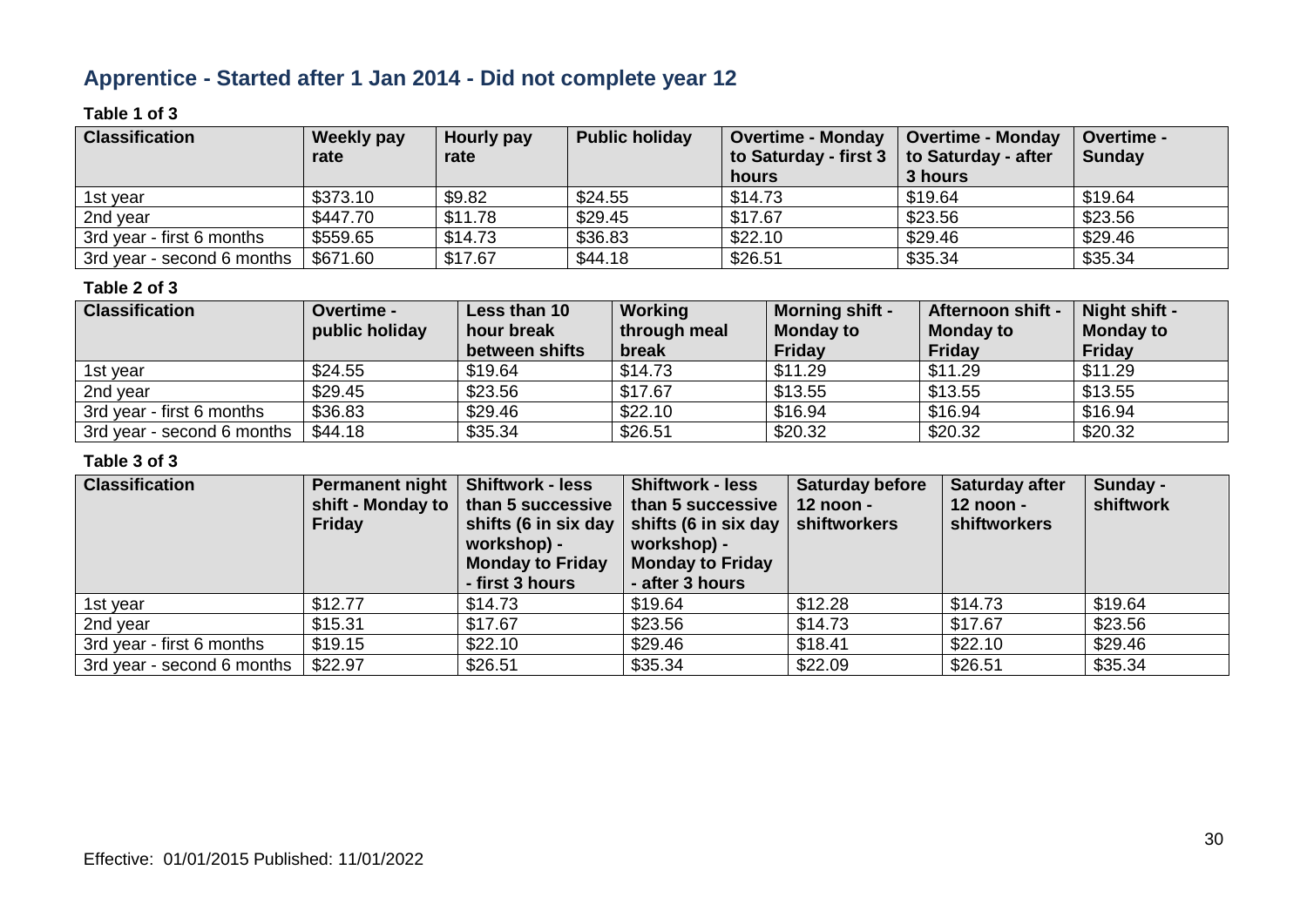## Apprentice - Started after 1 Jan 2014 - Did not complete year 12

**Table 1 of 3**

| Classification | Weekly pay rate | Hourly pay rate | Public holiday | Overtime - Monday to Saturday - first 3 hours | Overtime - Monday to Saturday - after 3 hours | Overtime - Sunday |
|---|---|---|---|---|---|---|
| 1st year | $373.10 | $9.82 | $24.55 | $14.73 | $19.64 | $19.64 |
| 2nd year | $447.70 | $11.78 | $29.45 | $17.67 | $23.56 | $23.56 |
| 3rd year - first 6 months | $559.65 | $14.73 | $36.83 | $22.10 | $29.46 | $29.46 |
| 3rd year - second 6 months | $671.60 | $17.67 | $44.18 | $26.51 | $35.34 | $35.34 |

**Table 2 of 3**

| Classification | Overtime - public holiday | Less than 10 hour break between shifts | Working through meal break | Morning shift - Monday to Friday | Afternoon shift - Monday to Friday | Night shift - Monday to Friday |
|---|---|---|---|---|---|---|
| 1st year | $24.55 | $19.64 | $14.73 | $11.29 | $11.29 | $11.29 |
| 2nd year | $29.45 | $23.56 | $17.67 | $13.55 | $13.55 | $13.55 |
| 3rd year - first 6 months | $36.83 | $29.46 | $22.10 | $16.94 | $16.94 | $16.94 |
| 3rd year - second 6 months | $44.18 | $35.34 | $26.51 | $20.32 | $20.32 | $20.32 |

**Table 3 of 3**

| Classification | Permanent night shift - Monday to Friday | Shiftwork - less than 5 successive shifts (6 in six day workshop) - Monday to Friday - first 3 hours | Shiftwork - less than 5 successive shifts (6 in six day workshop) - Monday to Friday - after 3 hours | Saturday before 12 noon - shiftworkers | Saturday after 12 noon - shiftworkers | Sunday - shiftwork |
|---|---|---|---|---|---|---|
| 1st year | $12.77 | $14.73 | $19.64 | $12.28 | $14.73 | $19.64 |
| 2nd year | $15.31 | $17.67 | $23.56 | $14.73 | $17.67 | $23.56 |
| 3rd year - first 6 months | $19.15 | $22.10 | $29.46 | $18.41 | $22.10 | $29.46 |
| 3rd year - second 6 months | $22.97 | $26.51 | $35.34 | $22.09 | $26.51 | $35.34 |

Effective: 01/01/2015 Published: 11/01/2022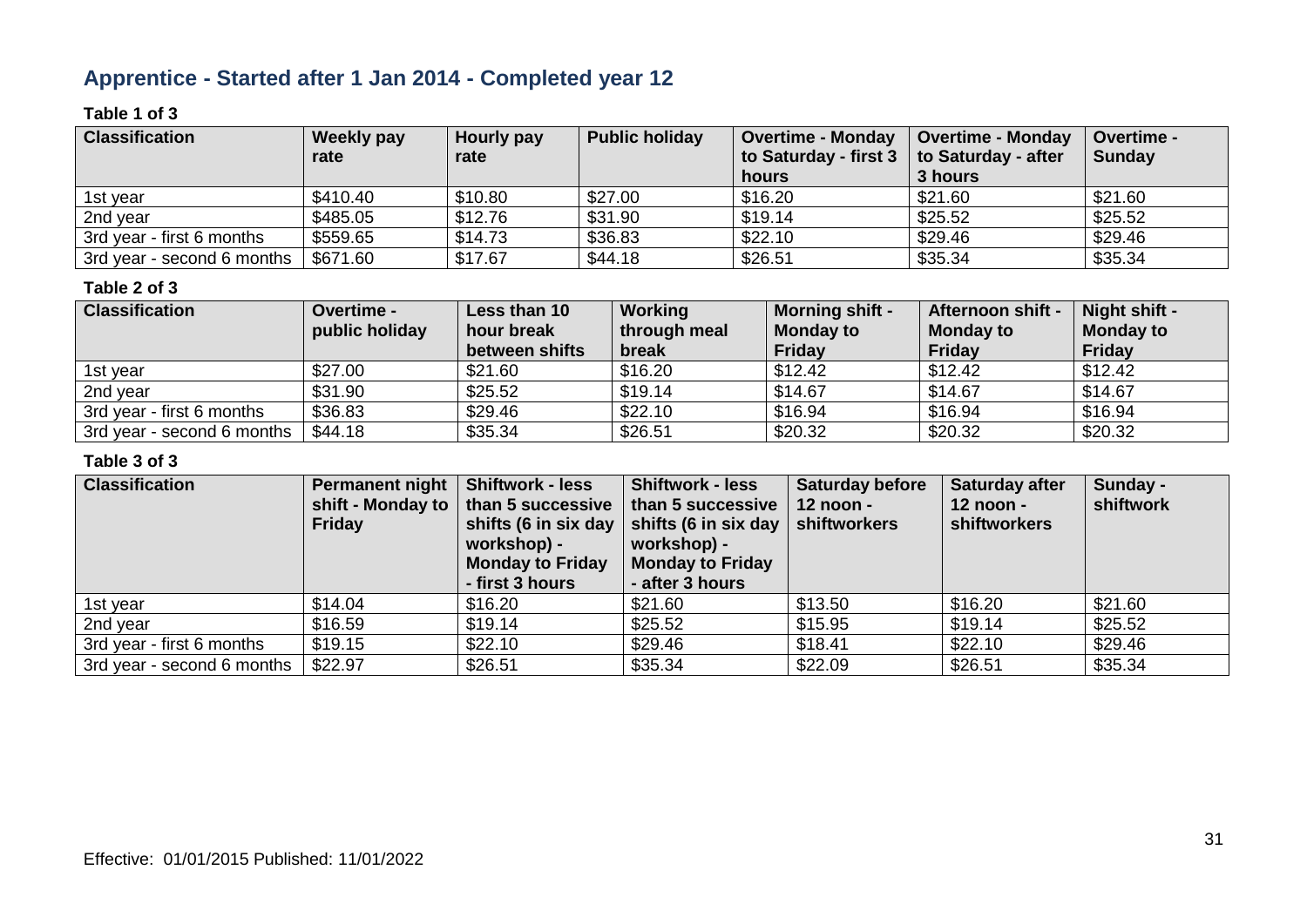## Apprentice - Started after 1 Jan 2014 - Completed year 12

**Table 1 of 3**

| Classification | Weekly pay rate | Hourly pay rate | Public holiday | Overtime - Monday to Saturday - first 3 hours | Overtime - Monday to Saturday - after 3 hours | Overtime - Sunday |
|---|---|---|---|---|---|---|
| 1st year | $410.40 | $10.80 | $27.00 | $16.20 | $21.60 | $21.60 |
| 2nd year | $485.05 | $12.76 | $31.90 | $19.14 | $25.52 | $25.52 |
| 3rd year - first 6 months | $559.65 | $14.73 | $36.83 | $22.10 | $29.46 | $29.46 |
| 3rd year - second 6 months | $671.60 | $17.67 | $44.18 | $26.51 | $35.34 | $35.34 |

**Table 2 of 3**

| Classification | Overtime - public holiday | Less than 10 hour break between shifts | Working through meal break | Morning shift - Monday to Friday | Afternoon shift - Monday to Friday | Night shift - Monday to Friday |
|---|---|---|---|---|---|---|
| 1st year | $27.00 | $21.60 | $16.20 | $12.42 | $12.42 | $12.42 |
| 2nd year | $31.90 | $25.52 | $19.14 | $14.67 | $14.67 | $14.67 |
| 3rd year - first 6 months | $36.83 | $29.46 | $22.10 | $16.94 | $16.94 | $16.94 |
| 3rd year - second 6 months | $44.18 | $35.34 | $26.51 | $20.32 | $20.32 | $20.32 |

**Table 3 of 3**

| Classification | Permanent night shift - Monday to Friday | Shiftwork - less than 5 successive shifts (6 in six day workshop) - Monday to Friday - first 3 hours | Shiftwork - less than 5 successive shifts (6 in six day workshop) - Monday to Friday - after 3 hours | Saturday before 12 noon - shiftworkers | Saturday after 12 noon - shiftworkers | Sunday - shiftwork |
|---|---|---|---|---|---|---|
| 1st year | $14.04 | $16.20 | $21.60 | $13.50 | $16.20 | $21.60 |
| 2nd year | $16.59 | $19.14 | $25.52 | $15.95 | $19.14 | $25.52 |
| 3rd year - first 6 months | $19.15 | $22.10 | $29.46 | $18.41 | $22.10 | $29.46 |
| 3rd year - second 6 months | $22.97 | $26.51 | $35.34 | $22.09 | $26.51 | $35.34 |

Effective: 01/01/2015 Published: 11/01/2022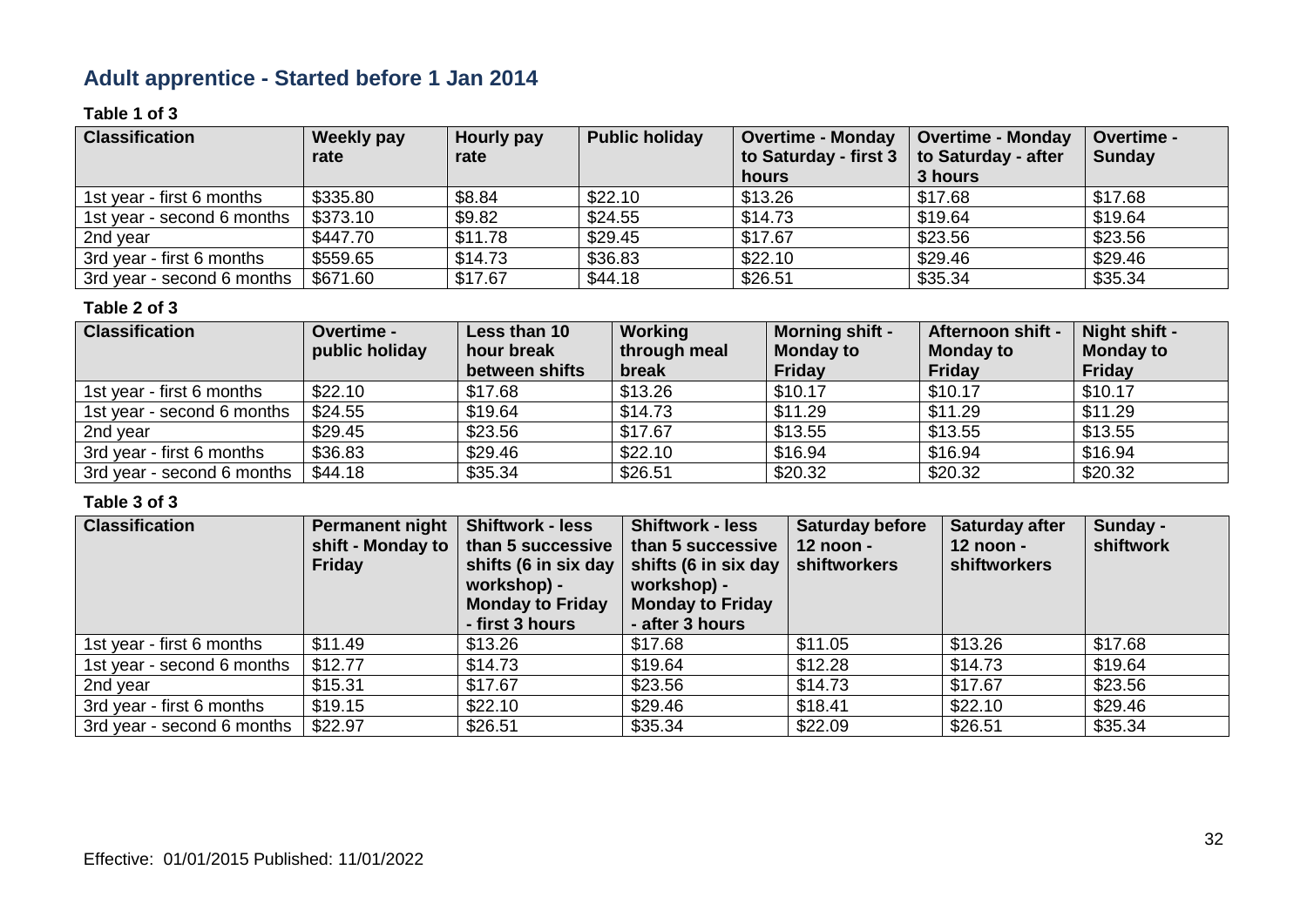## Adult apprentice - Started before 1 Jan 2014

**Table 1 of 3**

| Classification | Weekly pay rate | Hourly pay rate | Public holiday | Overtime - Monday to Saturday - first 3 hours | Overtime - Monday to Saturday - after 3 hours | Overtime - Sunday |
|---|---|---|---|---|---|---|
| 1st year - first 6 months | $335.80 | $8.84 | $22.10 | $13.26 | $17.68 | $17.68 |
| 1st year - second 6 months | $373.10 | $9.82 | $24.55 | $14.73 | $19.64 | $19.64 |
| 2nd year | $447.70 | $11.78 | $29.45 | $17.67 | $23.56 | $23.56 |
| 3rd year - first 6 months | $559.65 | $14.73 | $36.83 | $22.10 | $29.46 | $29.46 |
| 3rd year - second 6 months | $671.60 | $17.67 | $44.18 | $26.51 | $35.34 | $35.34 |

**Table 2 of 3**

| Classification | Overtime - public holiday | Less than 10 hour break between shifts | Working through meal break | Morning shift - Monday to Friday | Afternoon shift - Monday to Friday | Night shift - Monday to Friday |
|---|---|---|---|---|---|---|
| 1st year - first 6 months | $22.10 | $17.68 | $13.26 | $10.17 | $10.17 | $10.17 |
| 1st year - second 6 months | $24.55 | $19.64 | $14.73 | $11.29 | $11.29 | $11.29 |
| 2nd year | $29.45 | $23.56 | $17.67 | $13.55 | $13.55 | $13.55 |
| 3rd year - first 6 months | $36.83 | $29.46 | $22.10 | $16.94 | $16.94 | $16.94 |
| 3rd year - second 6 months | $44.18 | $35.34 | $26.51 | $20.32 | $20.32 | $20.32 |

**Table 3 of 3**

| Classification | Permanent night shift - Monday to Friday | Shiftwork - less than 5 successive shifts (6 in six day workshop) - Monday to Friday - first 3 hours | Shiftwork - less than 5 successive shifts (6 in six day workshop) - Monday to Friday - after 3 hours | Saturday before 12 noon - shiftworkers | Saturday after 12 noon - shiftworkers | Sunday - shiftwork |
|---|---|---|---|---|---|---|
| 1st year - first 6 months | $11.49 | $13.26 | $17.68 | $11.05 | $13.26 | $17.68 |
| 1st year - second 6 months | $12.77 | $14.73 | $19.64 | $12.28 | $14.73 | $19.64 |
| 2nd year | $15.31 | $17.67 | $23.56 | $14.73 | $17.67 | $23.56 |
| 3rd year - first 6 months | $19.15 | $22.10 | $29.46 | $18.41 | $22.10 | $29.46 |
| 3rd year - second 6 months | $22.97 | $26.51 | $35.34 | $22.09 | $26.51 | $35.34 |

Effective: 01/01/2015 Published: 11/01/2022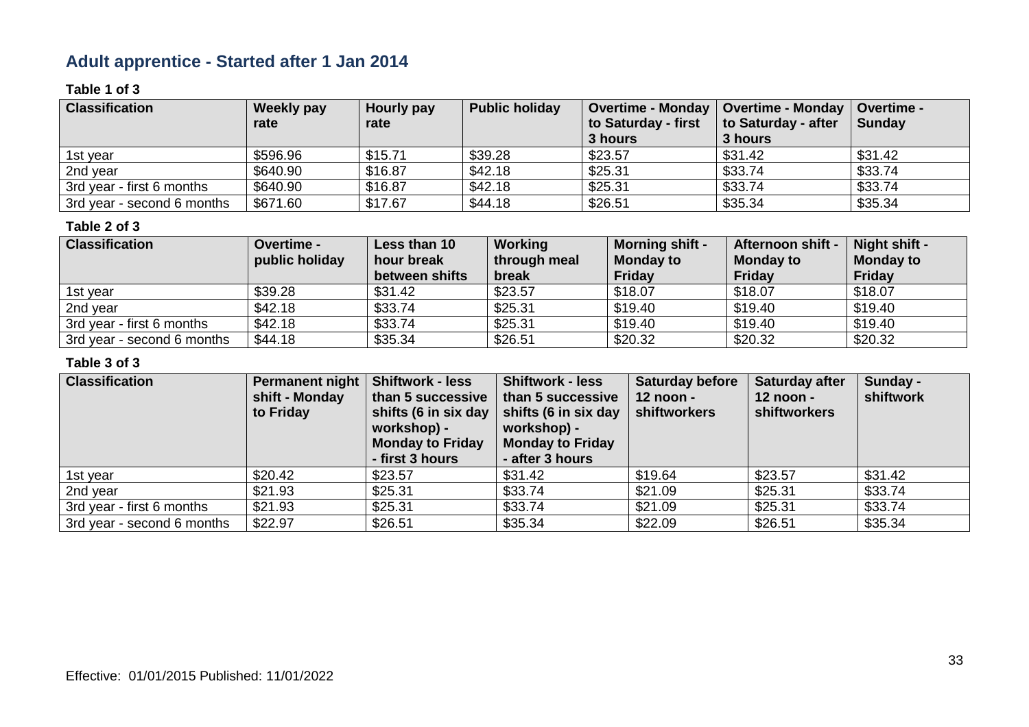## Adult apprentice - Started after 1 Jan 2014

**Table 1 of 3**

| Classification | Weekly pay rate | Hourly pay rate | Public holiday | Overtime - Monday to Saturday - first 3 hours | Overtime - Monday to Saturday - after 3 hours | Overtime - Sunday |
|---|---|---|---|---|---|---|
| 1st year | $596.96 | $15.71 | $39.28 | $23.57 | $31.42 | $31.42 |
| 2nd year | $640.90 | $16.87 | $42.18 | $25.31 | $33.74 | $33.74 |
| 3rd year - first 6 months | $640.90 | $16.87 | $42.18 | $25.31 | $33.74 | $33.74 |
| 3rd year - second 6 months | $671.60 | $17.67 | $44.18 | $26.51 | $35.34 | $35.34 |

**Table 2 of 3**

| Classification | Overtime - public holiday | Less than 10 hour break between shifts | Working through meal break | Morning shift - Monday to Friday | Afternoon shift - Monday to Friday | Night shift - Monday to Friday |
|---|---|---|---|---|---|---|
| 1st year | $39.28 | $31.42 | $23.57 | $18.07 | $18.07 | $18.07 |
| 2nd year | $42.18 | $33.74 | $25.31 | $19.40 | $19.40 | $19.40 |
| 3rd year - first 6 months | $42.18 | $33.74 | $25.31 | $19.40 | $19.40 | $19.40 |
| 3rd year - second 6 months | $44.18 | $35.34 | $26.51 | $20.32 | $20.32 | $20.32 |

**Table 3 of 3**

| Classification | Permanent night shift - Monday to Friday | Shiftwork - less than 5 successive shifts (6 in six day workshop) - Monday to Friday - first 3 hours | Shiftwork - less than 5 successive shifts (6 in six day workshop) - Monday to Friday - after 3 hours | Saturday before 12 noon - shiftworkers | Saturday after 12 noon - shiftworkers | Sunday - shiftwork |
|---|---|---|---|---|---|---|
| 1st year | $20.42 | $23.57 | $31.42 | $19.64 | $23.57 | $31.42 |
| 2nd year | $21.93 | $25.31 | $33.74 | $21.09 | $25.31 | $33.74 |
| 3rd year - first 6 months | $21.93 | $25.31 | $33.74 | $21.09 | $25.31 | $33.74 |
| 3rd year - second 6 months | $22.97 | $26.51 | $35.34 | $22.09 | $26.51 | $35.34 |

Effective: 01/01/2015 Published: 11/01/2022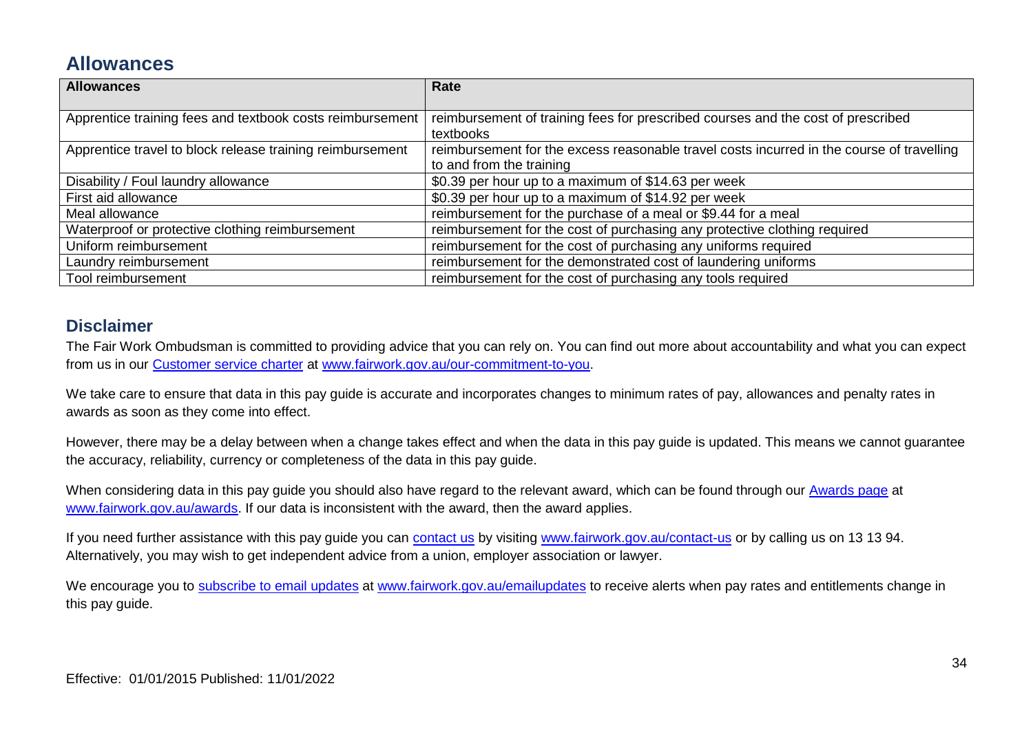## Allowances

| Allowances | Rate |
|---|---|
| Apprentice training fees and textbook costs reimbursement | reimbursement of training fees for prescribed courses and the cost of prescribed textbooks |
| Apprentice travel to block release training reimbursement | reimbursement for the excess reasonable travel costs incurred in the course of travelling to and from the training |
| Disability / Foul laundry allowance | $0.39 per hour up to a maximum of $14.63 per week |
| First aid allowance | $0.39 per hour up to a maximum of $14.92 per week |
| Meal allowance | reimbursement for the purchase of a meal or $9.44 for a meal |
| Waterproof or protective clothing reimbursement | reimbursement for the cost of purchasing any protective clothing required |
| Uniform reimbursement | reimbursement for the cost of purchasing any uniforms required |
| Laundry reimbursement | reimbursement for the demonstrated cost of laundering uniforms |
| Tool reimbursement | reimbursement for the cost of purchasing any tools required |

## Disclaimer

The Fair Work Ombudsman is committed to providing advice that you can rely on. You can find out more about accountability and what you can expect from us in our Customer service charter at www.fairwork.gov.au/our-commitment-to-you.

We take care to ensure that data in this pay guide is accurate and incorporates changes to minimum rates of pay, allowances and penalty rates in awards as soon as they come into effect.

However, there may be a delay between when a change takes effect and when the data in this pay guide is updated. This means we cannot guarantee the accuracy, reliability, currency or completeness of the data in this pay guide.

When considering data in this pay guide you should also have regard to the relevant award, which can be found through our Awards page at www.fairwork.gov.au/awards. If our data is inconsistent with the award, then the award applies.

If you need further assistance with this pay guide you can contact us by visiting www.fairwork.gov.au/contact-us or by calling us on 13 13 94. Alternatively, you may wish to get independent advice from a union, employer association or lawyer.

We encourage you to subscribe to email updates at www.fairwork.gov.au/emailupdates to receive alerts when pay rates and entitlements change in this pay guide.

Effective: 01/01/2015 Published: 11/01/2022